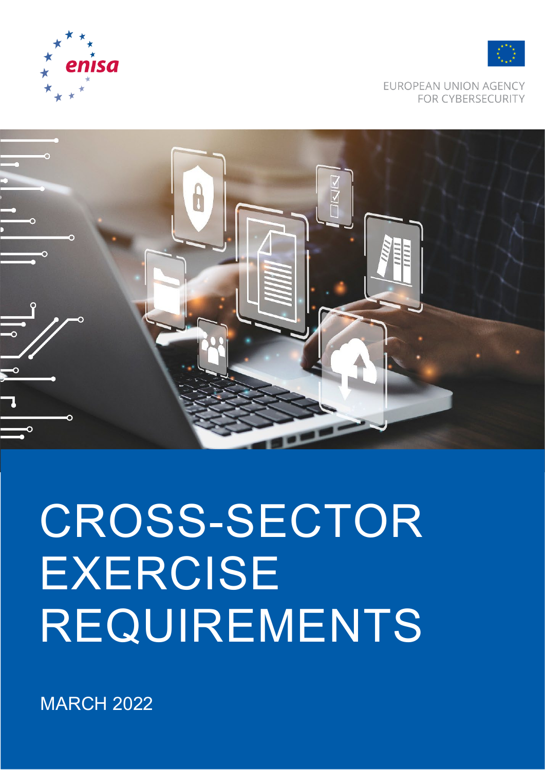enisa

EUROPEAN UNION AGENCY
FOR CYBERSECURITY

# CROSS-SECTOR EXERCISE REQUIREMENTS

MARCH 2022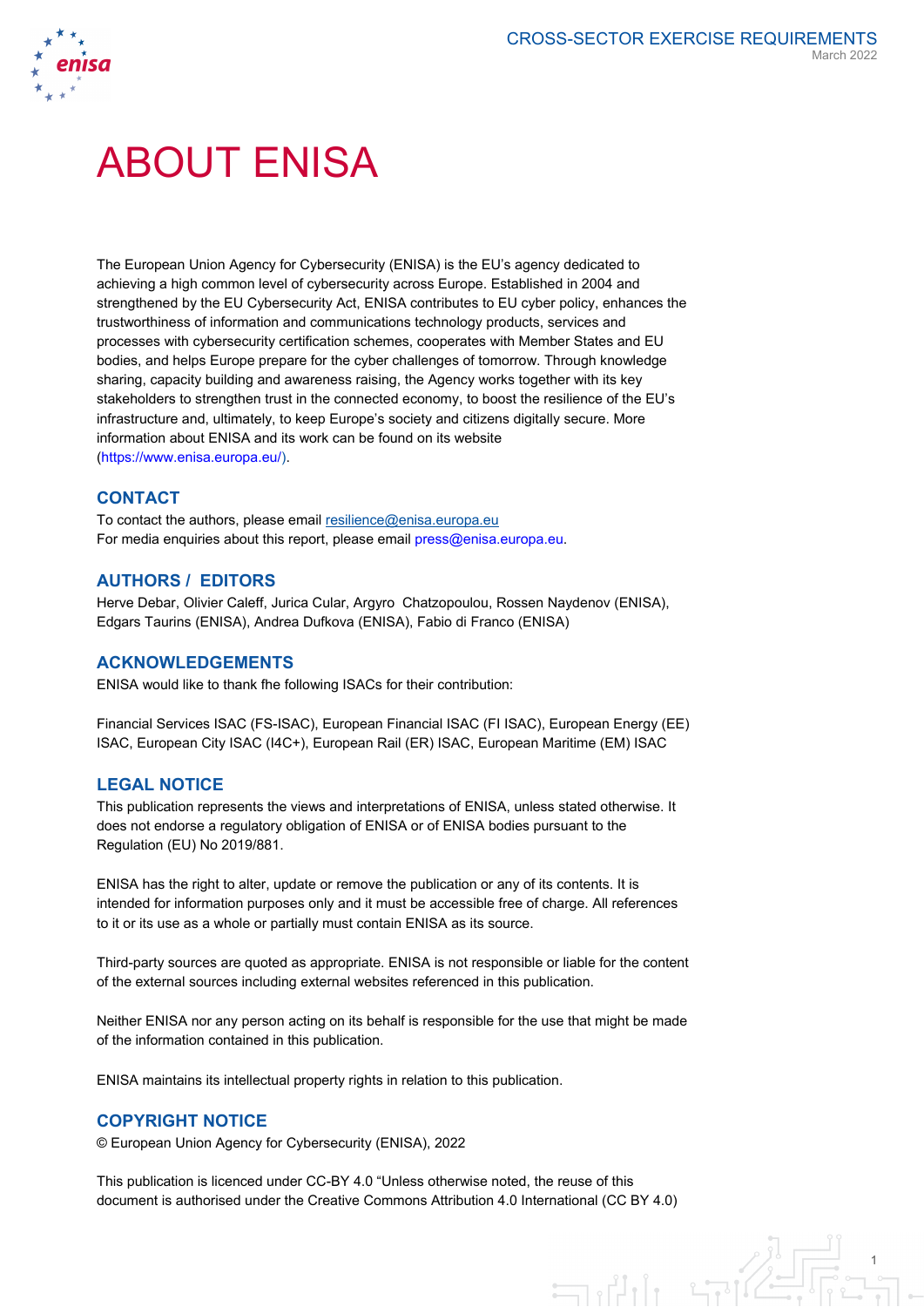# ABOUT ENISA

The European Union Agency for Cybersecurity (ENISA) is the EU's agency dedicated to achieving a high common level of cybersecurity across Europe. Established in 2004 and strengthened by the EU Cybersecurity Act, ENISA contributes to EU cyber policy, enhances the trustworthiness of information and communications technology products, services and processes with cybersecurity certification schemes, cooperates with Member States and EU bodies, and helps Europe prepare for the cyber challenges of tomorrow. Through knowledge sharing, capacity building and awareness raising, the Agency works together with its key stakeholders to strengthen trust in the connected economy, to boost the resilience of the EU's infrastructure and, ultimately, to keep Europe's society and citizens digitally secure. More information about ENISA and its work can be found on its website (https://www.enisa.europa.eu/).

## CONTACT

To contact the authors, please email resilience@enisa.europa.eu
For media enquiries about this report, please email press@enisa.europa.eu.

## AUTHORS / EDITORS

Herve Debar, Olivier Caleff, Jurica Cular, Argyro Chatzopoulou, Rossen Naydenov (ENISA), Edgars Taurins (ENISA), Andrea Dufkova (ENISA), Fabio di Franco (ENISA)

## ACKNOWLEDGEMENTS

ENISA would like to thank fhe following ISACs for their contribution:

Financial Services ISAC (FS-ISAC), European Financial ISAC (FI ISAC), European Energy (EE) ISAC, European City ISAC (I4C+), European Rail (ER) ISAC, European Maritime (EM) ISAC

## LEGAL NOTICE

This publication represents the views and interpretations of ENISA, unless stated otherwise. It does not endorse a regulatory obligation of ENISA or of ENISA bodies pursuant to the Regulation (EU) No 2019/881.

ENISA has the right to alter, update or remove the publication or any of its contents. It is intended for information purposes only and it must be accessible free of charge. All references to it or its use as a whole or partially must contain ENISA as its source.

Third-party sources are quoted as appropriate. ENISA is not responsible or liable for the content of the external sources including external websites referenced in this publication.

Neither ENISA nor any person acting on its behalf is responsible for the use that might be made of the information contained in this publication.

ENISA maintains its intellectual property rights in relation to this publication.

## COPYRIGHT NOTICE

© European Union Agency for Cybersecurity (ENISA), 2022

This publication is licenced under CC-BY 4.0 "Unless otherwise noted, the reuse of this document is authorised under the Creative Commons Attribution 4.0 International (CC BY 4.0)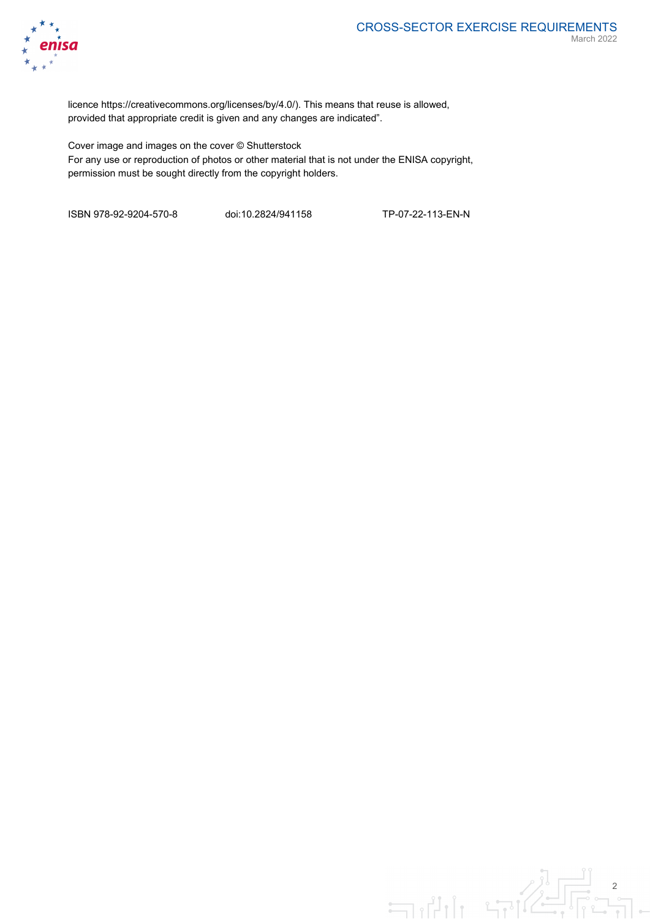licence https://creativecommons.org/licenses/by/4.0/). This means that reuse is allowed, provided that appropriate credit is given and any changes are indicated".

Cover image and images on the cover © Shutterstock
For any use or reproduction of photos or other material that is not under the ENISA copyright, permission must be sought directly from the copyright holders.

ISBN 978-92-9204-570-8 doi:10.2824/941158 TP-07-22-113-EN-N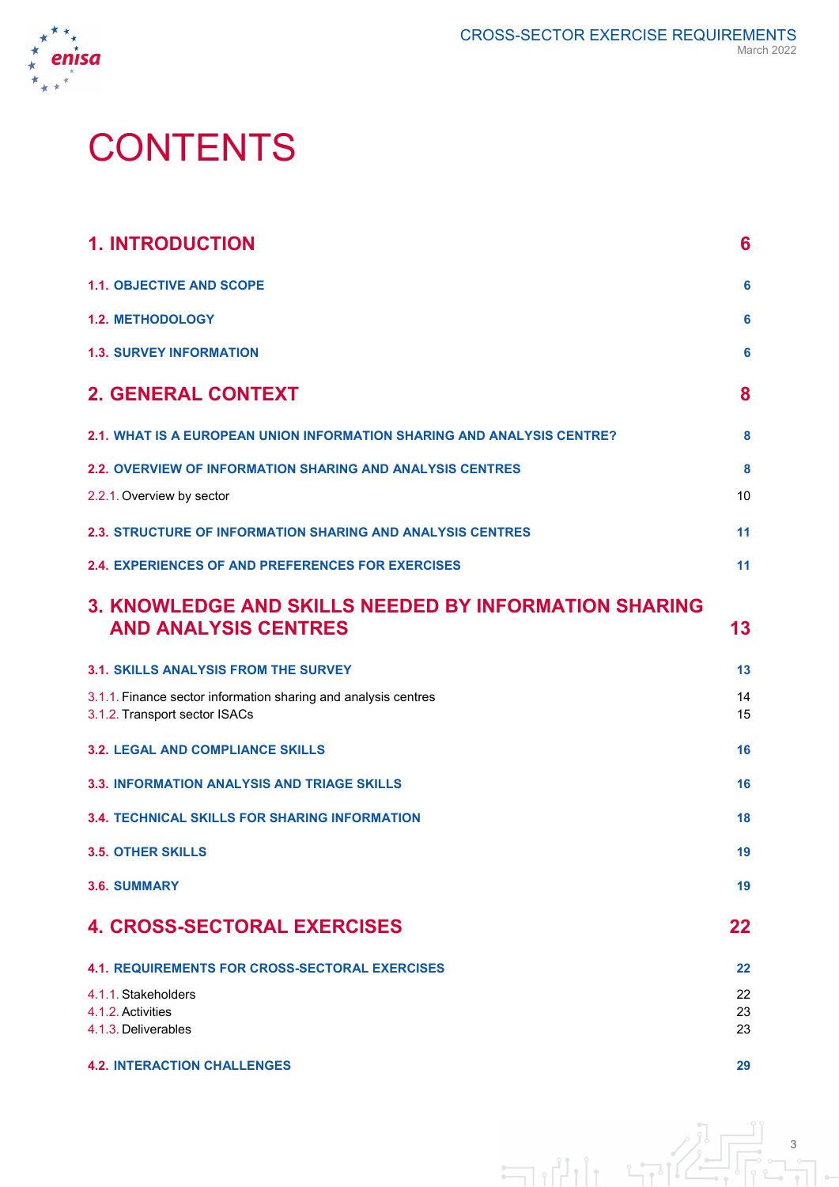# CONTENTS

| | |
|---|---|
| **1. INTRODUCTION** | **6** |
| **1.1. OBJECTIVE AND SCOPE** | **6** |
| **1.2. METHODOLOGY** | **6** |
| **1.3. SURVEY INFORMATION** | **6** |
| **2. GENERAL CONTEXT** | **8** |
| **2.1. WHAT IS A EUROPEAN UNION INFORMATION SHARING AND ANALYSIS CENTRE?** | **8** |
| **2.2. OVERVIEW OF INFORMATION SHARING AND ANALYSIS CENTRES** | **8** |
| 2.2.1. Overview by sector | 10 |
| **2.3. STRUCTURE OF INFORMATION SHARING AND ANALYSIS CENTRES** | **11** |
| **2.4. EXPERIENCES OF AND PREFERENCES FOR EXERCISES** | **11** |
| **3. KNOWLEDGE AND SKILLS NEEDED BY INFORMATION SHARING AND ANALYSIS CENTRES** | **13** |
| **3.1. SKILLS ANALYSIS FROM THE SURVEY** | **13** |
| 3.1.1. Finance sector information sharing and analysis centres | 14 |
| 3.1.2. Transport sector ISACs | 15 |
| **3.2. LEGAL AND COMPLIANCE SKILLS** | **16** |
| **3.3. INFORMATION ANALYSIS AND TRIAGE SKILLS** | **16** |
| **3.4. TECHNICAL SKILLS FOR SHARING INFORMATION** | **18** |
| **3.5. OTHER SKILLS** | **19** |
| **3.6. SUMMARY** | **19** |
| **4. CROSS-SECTORAL EXERCISES** | **22** |
| **4.1. REQUIREMENTS FOR CROSS-SECTORAL EXERCISES** | **22** |
| 4.1.1. Stakeholders | 22 |
| 4.1.2. Activities | 23 |
| 4.1.3. Deliverables | 23 |
| **4.2. INTERACTION CHALLENGES** | **29** |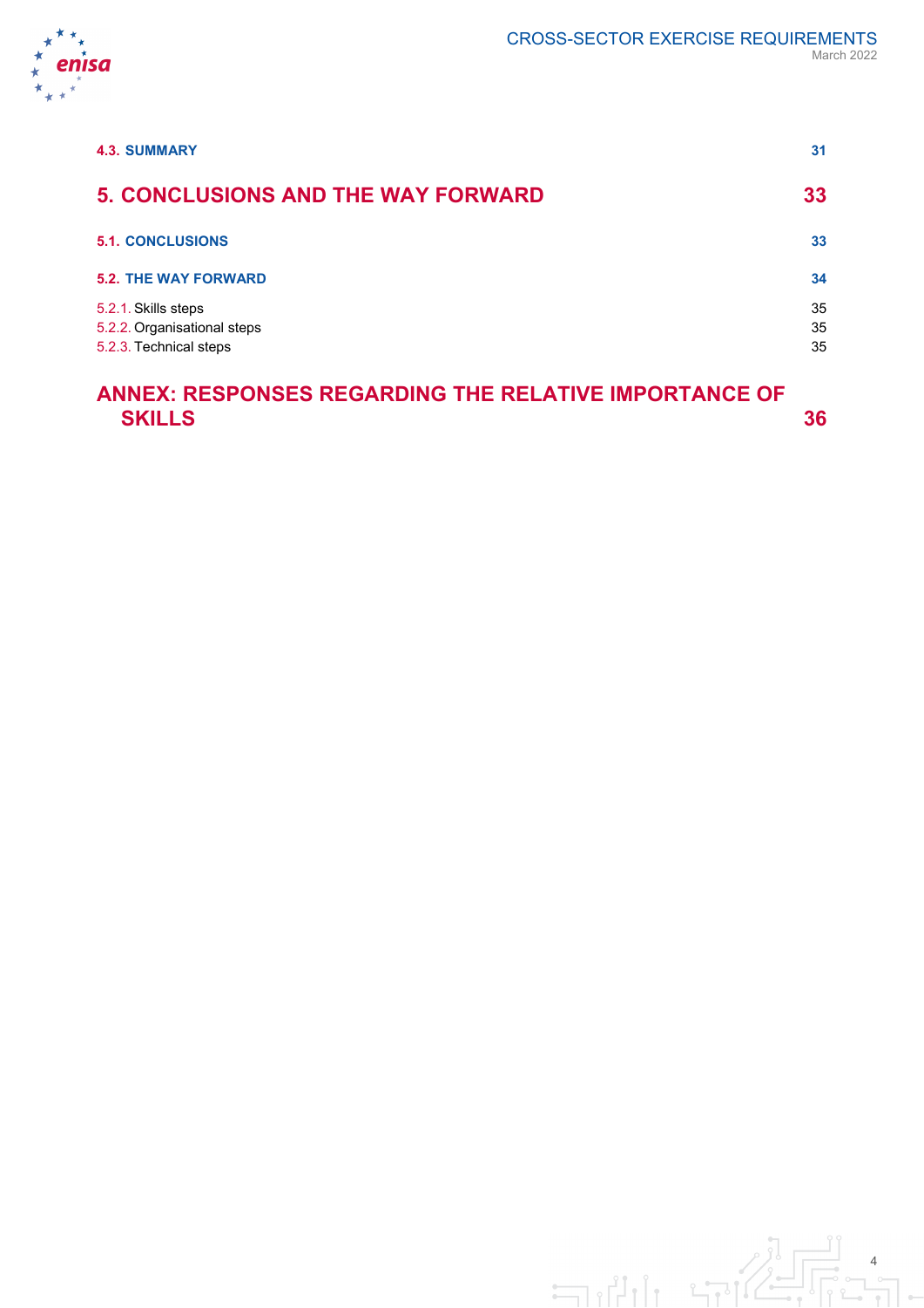4.3. SUMMARY 31

5. CONCLUSIONS AND THE WAY FORWARD 33

5.1. CONCLUSIONS 33

5.2. THE WAY FORWARD 34

5.2.1. Skills steps 35
5.2.2. Organisational steps 35
5.2.3. Technical steps 35

ANNEX: RESPONSES REGARDING THE RELATIVE IMPORTANCE OF SKILLS 36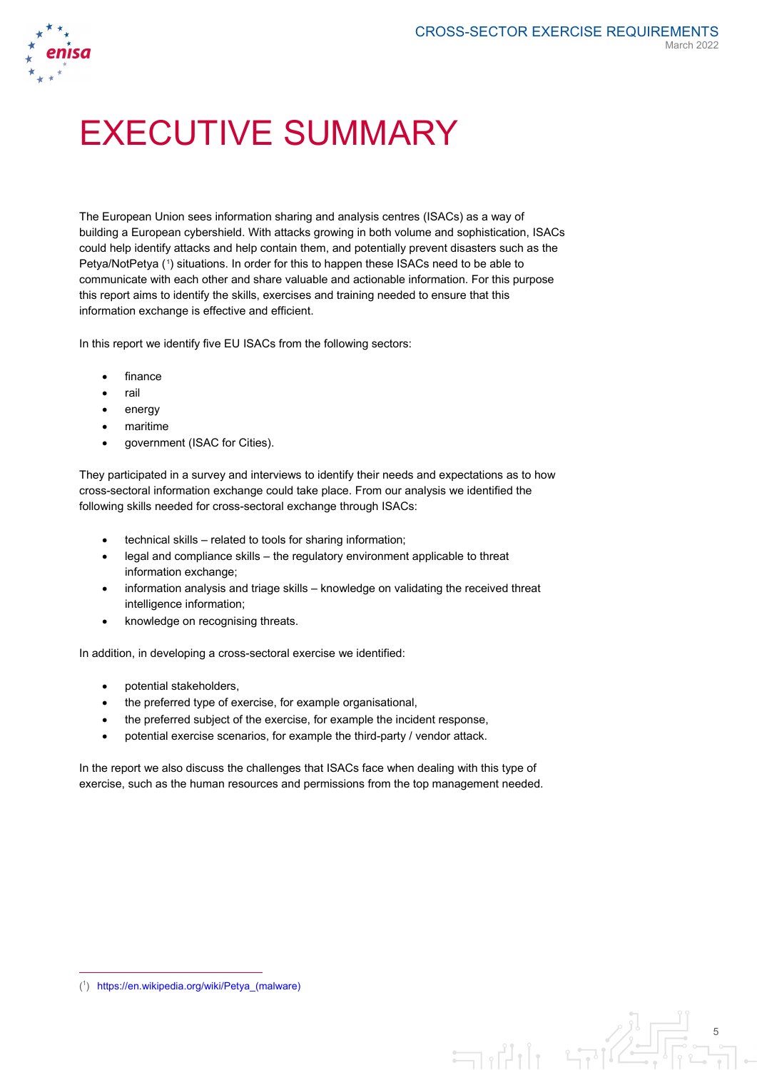# EXECUTIVE SUMMARY

The European Union sees information sharing and analysis centres (ISACs) as a way of building a European cybershield. With attacks growing in both volume and sophistication, ISACs could help identify attacks and help contain them, and potentially prevent disasters such as the Petya/NotPetya ([1]) situations. In order for this to happen these ISACs need to be able to communicate with each other and share valuable and actionable information. For this purpose this report aims to identify the skills, exercises and training needed to ensure that this information exchange is effective and efficient.

In this report we identify five EU ISACs from the following sectors:

- finance
- rail
- energy
- maritime
- government (ISAC for Cities).

They participated in a survey and interviews to identify their needs and expectations as to how cross-sectoral information exchange could take place. From our analysis we identified the following skills needed for cross-sectoral exchange through ISACs:

- technical skills – related to tools for sharing information;
- legal and compliance skills – the regulatory environment applicable to threat information exchange;
- information analysis and triage skills – knowledge on validating the received threat intelligence information;
- knowledge on recognising threats.

In addition, in developing a cross-sectoral exercise we identified:

- potential stakeholders,
- the preferred type of exercise, for example organisational,
- the preferred subject of the exercise, for example the incident response,
- potential exercise scenarios, for example the third-party / vendor attack.

In the report we also discuss the challenges that ISACs face when dealing with this type of exercise, such as the human resources and permissions from the top management needed.

([1]) https://en.wikipedia.org/wiki/Petya_(malware)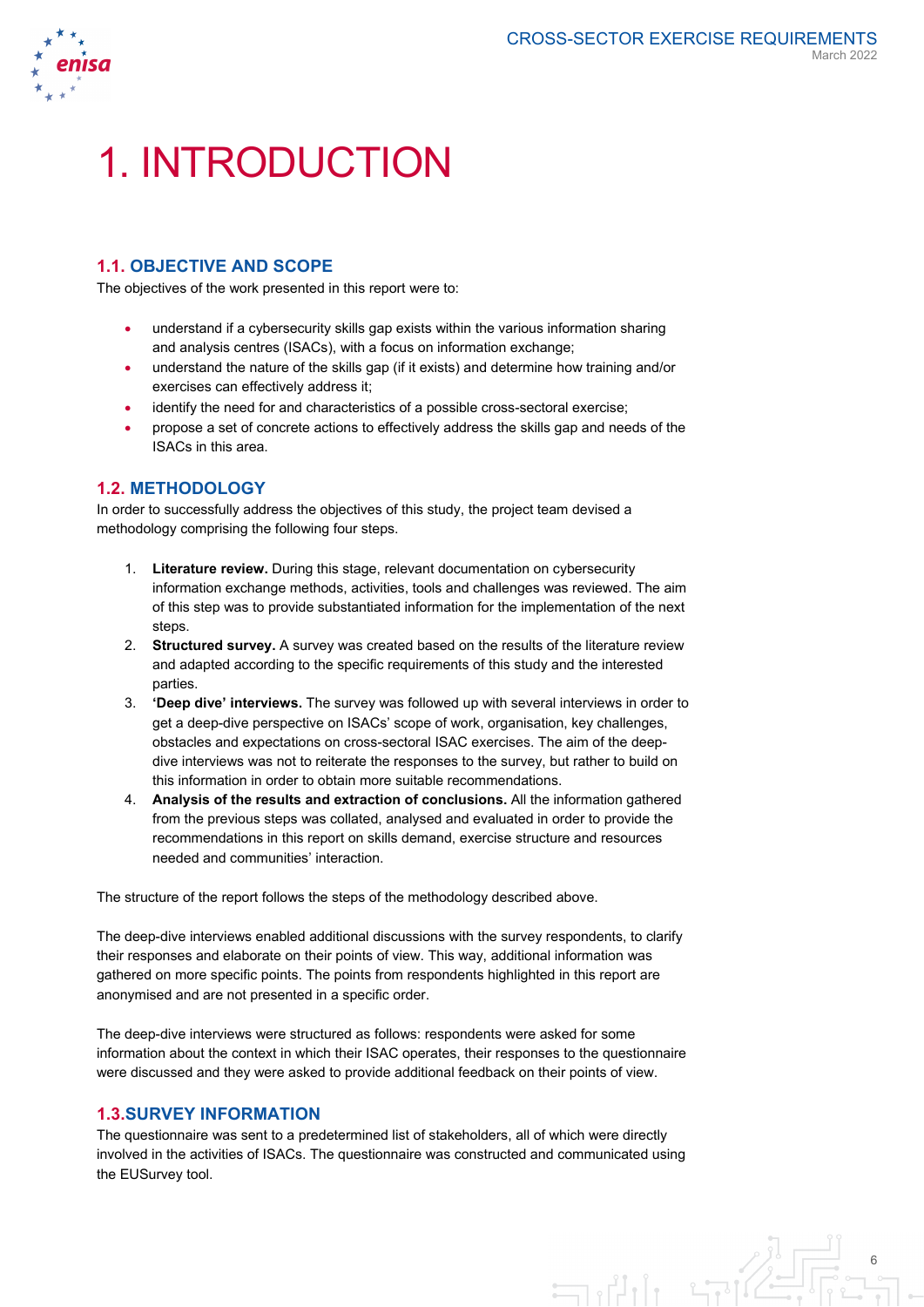# 1. INTRODUCTION

## 1.1. OBJECTIVE AND SCOPE

The objectives of the work presented in this report were to:

- understand if a cybersecurity skills gap exists within the various information sharing and analysis centres (ISACs), with a focus on information exchange;
- understand the nature of the skills gap (if it exists) and determine how training and/or exercises can effectively address it;
- identify the need for and characteristics of a possible cross-sectoral exercise;
- propose a set of concrete actions to effectively address the skills gap and needs of the ISACs in this area.

## 1.2. METHODOLOGY

In order to successfully address the objectives of this study, the project team devised a methodology comprising the following four steps.

1. **Literature review.** During this stage, relevant documentation on cybersecurity information exchange methods, activities, tools and challenges was reviewed. The aim of this step was to provide substantiated information for the implementation of the next steps.
2. **Structured survey.** A survey was created based on the results of the literature review and adapted according to the specific requirements of this study and the interested parties.
3. **'Deep dive' interviews.** The survey was followed up with several interviews in order to get a deep-dive perspective on ISACs' scope of work, organisation, key challenges, obstacles and expectations on cross-sectoral ISAC exercises. The aim of the deep-dive interviews was not to reiterate the responses to the survey, but rather to build on this information in order to obtain more suitable recommendations.
4. **Analysis of the results and extraction of conclusions.** All the information gathered from the previous steps was collated, analysed and evaluated in order to provide the recommendations in this report on skills demand, exercise structure and resources needed and communities' interaction.

The structure of the report follows the steps of the methodology described above.

The deep-dive interviews enabled additional discussions with the survey respondents, to clarify their responses and elaborate on their points of view. This way, additional information was gathered on more specific points. The points from respondents highlighted in this report are anonymised and are not presented in a specific order.

The deep-dive interviews were structured as follows: respondents were asked for some information about the context in which their ISAC operates, their responses to the questionnaire were discussed and they were asked to provide additional feedback on their points of view.

## 1.3. SURVEY INFORMATION

The questionnaire was sent to a predetermined list of stakeholders, all of which were directly involved in the activities of ISACs. The questionnaire was constructed and communicated using the EUSurvey tool.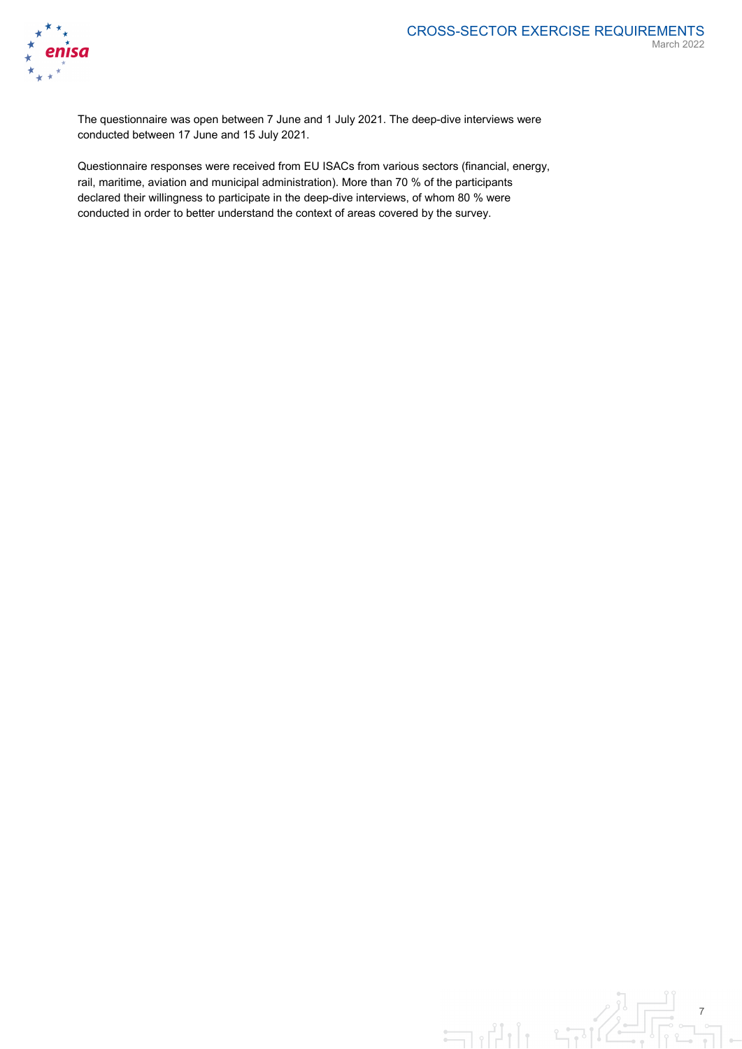The questionnaire was open between 7 June and 1 July 2021. The deep-dive interviews were conducted between 17 June and 15 July 2021.

Questionnaire responses were received from EU ISACs from various sectors (financial, energy, rail, maritime, aviation and municipal administration). More than 70 % of the participants declared their willingness to participate in the deep-dive interviews, of whom 80 % were conducted in order to better understand the context of areas covered by the survey.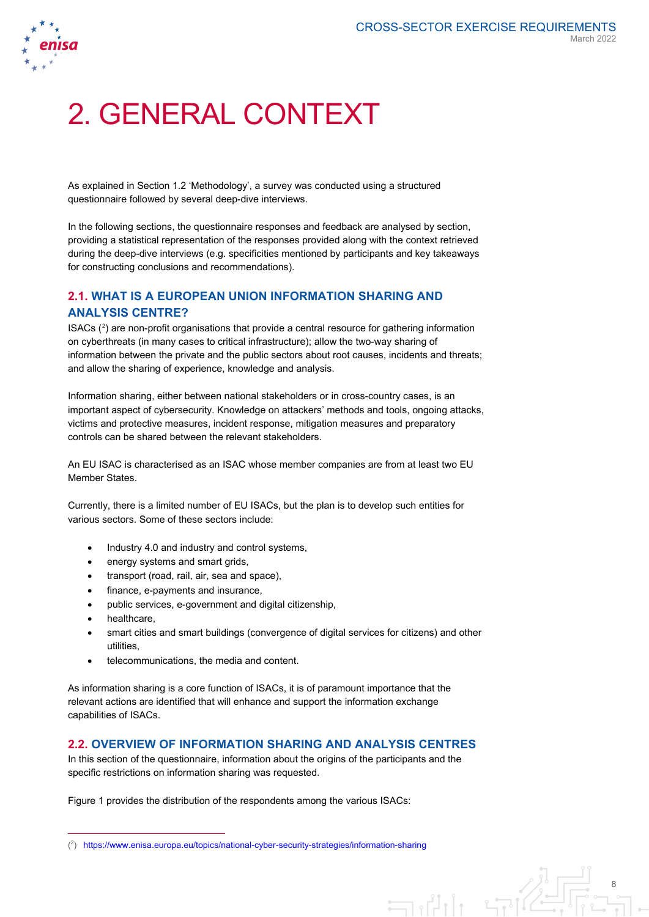# 2. GENERAL CONTEXT

As explained in Section 1.2 'Methodology', a survey was conducted using a structured questionnaire followed by several deep-dive interviews.

In the following sections, the questionnaire responses and feedback are analysed by section, providing a statistical representation of the responses provided along with the context retrieved during the deep-dive interviews (e.g. specificities mentioned by participants and key takeaways for constructing conclusions and recommendations).

## 2.1. WHAT IS A EUROPEAN UNION INFORMATION SHARING AND ANALYSIS CENTRE?

ISACs ([2]) are non-profit organisations that provide a central resource for gathering information on cyberthreats (in many cases to critical infrastructure); allow the two-way sharing of information between the private and the public sectors about root causes, incidents and threats; and allow the sharing of experience, knowledge and analysis.

Information sharing, either between national stakeholders or in cross-country cases, is an important aspect of cybersecurity. Knowledge on attackers' methods and tools, ongoing attacks, victims and protective measures, incident response, mitigation measures and preparatory controls can be shared between the relevant stakeholders.

An EU ISAC is characterised as an ISAC whose member companies are from at least two EU Member States.

Currently, there is a limited number of EU ISACs, but the plan is to develop such entities for various sectors. Some of these sectors include:

- Industry 4.0 and industry and control systems,
- energy systems and smart grids,
- transport (road, rail, air, sea and space),
- finance, e-payments and insurance,
- public services, e-government and digital citizenship,
- healthcare,
- smart cities and smart buildings (convergence of digital services for citizens) and other utilities,
- telecommunications, the media and content.

As information sharing is a core function of ISACs, it is of paramount importance that the relevant actions are identified that will enhance and support the information exchange capabilities of ISACs.

## 2.2. OVERVIEW OF INFORMATION SHARING AND ANALYSIS CENTRES

In this section of the questionnaire, information about the origins of the participants and the specific restrictions on information sharing was requested.

Figure 1 provides the distribution of the respondents among the various ISACs:

---

([2]) https://www.enisa.europa.eu/topics/national-cyber-security-strategies/information-sharing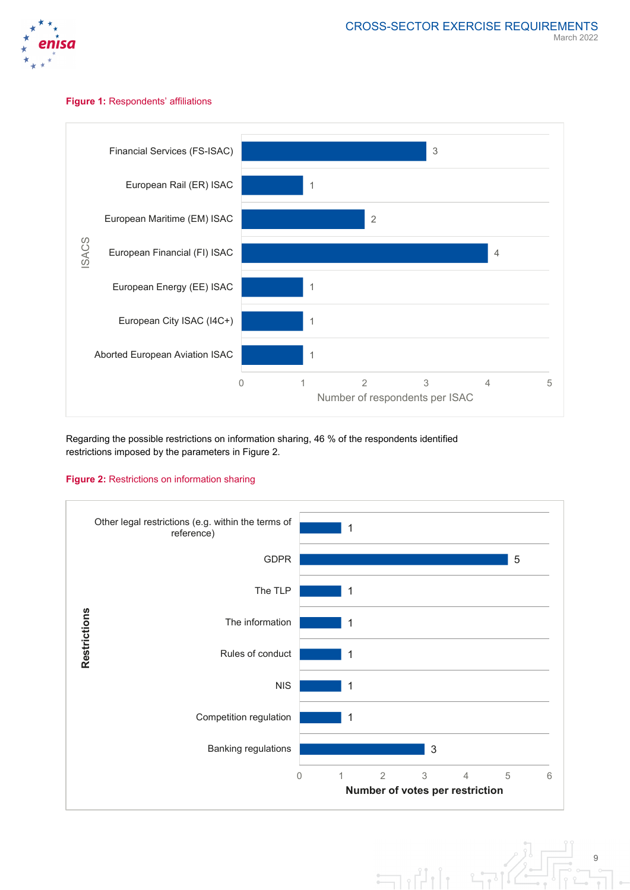**Figure 1:** Respondents' affiliations

| ISACS | Number of respondents per ISAC |
|---|---|
| Financial Services (FS-ISAC) | 3 |
| European Rail (ER) ISAC | 1 |
| European Maritime (EM) ISAC | 2 |
| European Financial (FI) ISAC | 4 |
| European Energy (EE) ISAC | 1 |
| European City ISAC (I4C+) | 1 |
| Aborted European Aviation ISAC | 1 |

Regarding the possible restrictions on information sharing, 46 % of the respondents identified restrictions imposed by the parameters in Figure 2.

**Figure 2:** Restrictions on information sharing

| Restrictions | Number of votes per restriction |
|---|---|
| Other legal restrictions (e.g. within the terms of reference) | 1 |
| GDPR | 5 |
| The TLP | 1 |
| The information | 1 |
| Rules of conduct | 1 |
| NIS | 1 |
| Competition regulation | 1 |
| Banking regulations | 3 |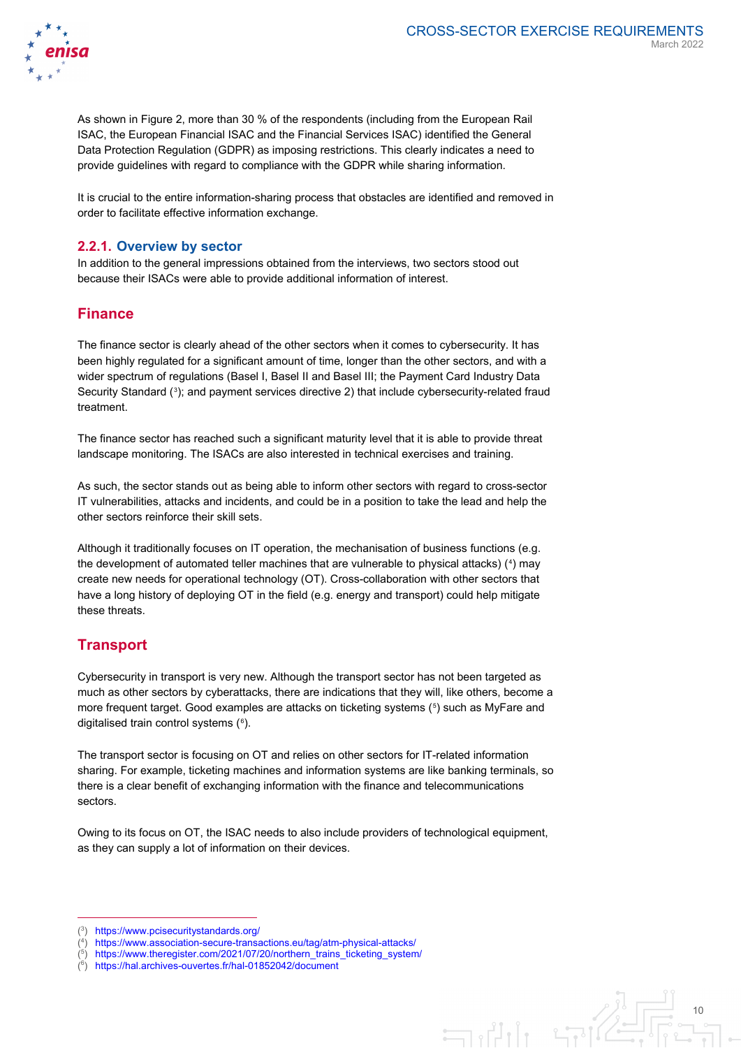As shown in Figure 2, more than 30 % of the respondents (including from the European Rail ISAC, the European Financial ISAC and the Financial Services ISAC) identified the General Data Protection Regulation (GDPR) as imposing restrictions. This clearly indicates a need to provide guidelines with regard to compliance with the GDPR while sharing information.

It is crucial to the entire information-sharing process that obstacles are identified and removed in order to facilitate effective information exchange.

### 2.2.1. Overview by sector

In addition to the general impressions obtained from the interviews, two sectors stood out because their ISACs were able to provide additional information of interest.

## Finance

The finance sector is clearly ahead of the other sectors when it comes to cybersecurity. It has been highly regulated for a significant amount of time, longer than the other sectors, and with a wider spectrum of regulations (Basel I, Basel II and Basel III; the Payment Card Industry Data Security Standard ([3]); and payment services directive 2) that include cybersecurity-related fraud treatment.

The finance sector has reached such a significant maturity level that it is able to provide threat landscape monitoring. The ISACs are also interested in technical exercises and training.

As such, the sector stands out as being able to inform other sectors with regard to cross-sector IT vulnerabilities, attacks and incidents, and could be in a position to take the lead and help the other sectors reinforce their skill sets.

Although it traditionally focuses on IT operation, the mechanisation of business functions (e.g. the development of automated teller machines that are vulnerable to physical attacks) ([4]) may create new needs for operational technology (OT). Cross-collaboration with other sectors that have a long history of deploying OT in the field (e.g. energy and transport) could help mitigate these threats.

## Transport

Cybersecurity in transport is very new. Although the transport sector has not been targeted as much as other sectors by cyberattacks, there are indications that they will, like others, become a more frequent target. Good examples are attacks on ticketing systems ([5]) such as MyFare and digitalised train control systems ([6]).

The transport sector is focusing on OT and relies on other sectors for IT-related information sharing. For example, ticketing machines and information systems are like banking terminals, so there is a clear benefit of exchanging information with the finance and telecommunications sectors.

Owing to its focus on OT, the ISAC needs to also include providers of technological equipment, as they can supply a lot of information on their devices.

---

([3]) https://www.pcisecuritystandards.org/
([4]) https://www.association-secure-transactions.eu/tag/atm-physical-attacks/
([5]) https://www.theregister.com/2021/07/20/northern_trains_ticketing_system/
([6]) https://hal.archives-ouvertes.fr/hal-01852042/document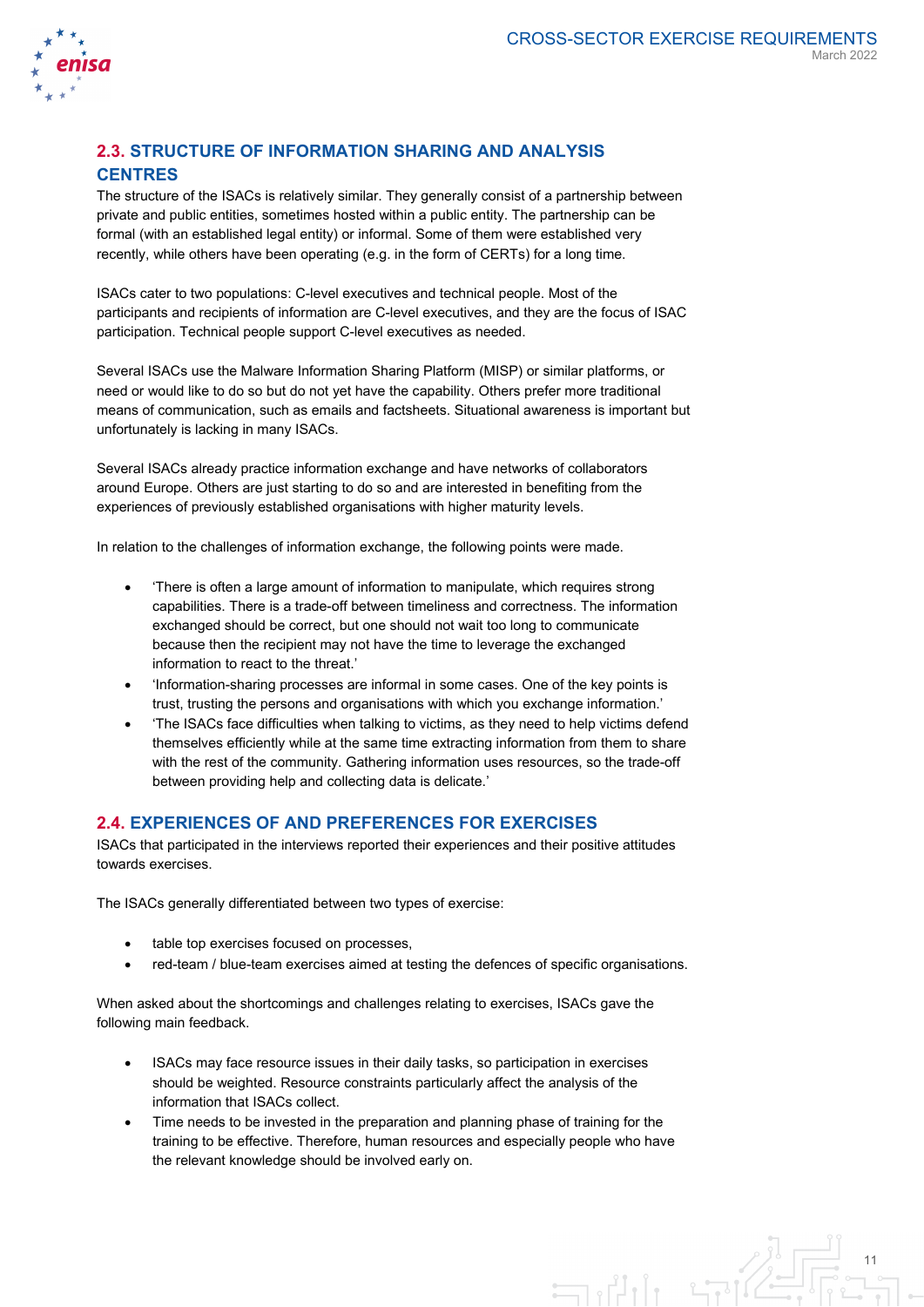## 2.3. STRUCTURE OF INFORMATION SHARING AND ANALYSIS CENTRES

The structure of the ISACs is relatively similar. They generally consist of a partnership between private and public entities, sometimes hosted within a public entity. The partnership can be formal (with an established legal entity) or informal. Some of them were established very recently, while others have been operating (e.g. in the form of CERTs) for a long time.

ISACs cater to two populations: C-level executives and technical people. Most of the participants and recipients of information are C-level executives, and they are the focus of ISAC participation. Technical people support C-level executives as needed.

Several ISACs use the Malware Information Sharing Platform (MISP) or similar platforms, or need or would like to do so but do not yet have the capability. Others prefer more traditional means of communication, such as emails and factsheets. Situational awareness is important but unfortunately is lacking in many ISACs.

Several ISACs already practice information exchange and have networks of collaborators around Europe. Others are just starting to do so and are interested in benefiting from the experiences of previously established organisations with higher maturity levels.

In relation to the challenges of information exchange, the following points were made.

- 'There is often a large amount of information to manipulate, which requires strong capabilities. There is a trade-off between timeliness and correctness. The information exchanged should be correct, but one should not wait too long to communicate because then the recipient may not have the time to leverage the exchanged information to react to the threat.'
- 'Information-sharing processes are informal in some cases. One of the key points is trust, trusting the persons and organisations with which you exchange information.'
- 'The ISACs face difficulties when talking to victims, as they need to help victims defend themselves efficiently while at the same time extracting information from them to share with the rest of the community. Gathering information uses resources, so the trade-off between providing help and collecting data is delicate.'

## 2.4. EXPERIENCES OF AND PREFERENCES FOR EXERCISES

ISACs that participated in the interviews reported their experiences and their positive attitudes towards exercises.

The ISACs generally differentiated between two types of exercise:

- table top exercises focused on processes,
- red-team / blue-team exercises aimed at testing the defences of specific organisations.

When asked about the shortcomings and challenges relating to exercises, ISACs gave the following main feedback.

- ISACs may face resource issues in their daily tasks, so participation in exercises should be weighted. Resource constraints particularly affect the analysis of the information that ISACs collect.
- Time needs to be invested in the preparation and planning phase of training for the training to be effective. Therefore, human resources and especially people who have the relevant knowledge should be involved early on.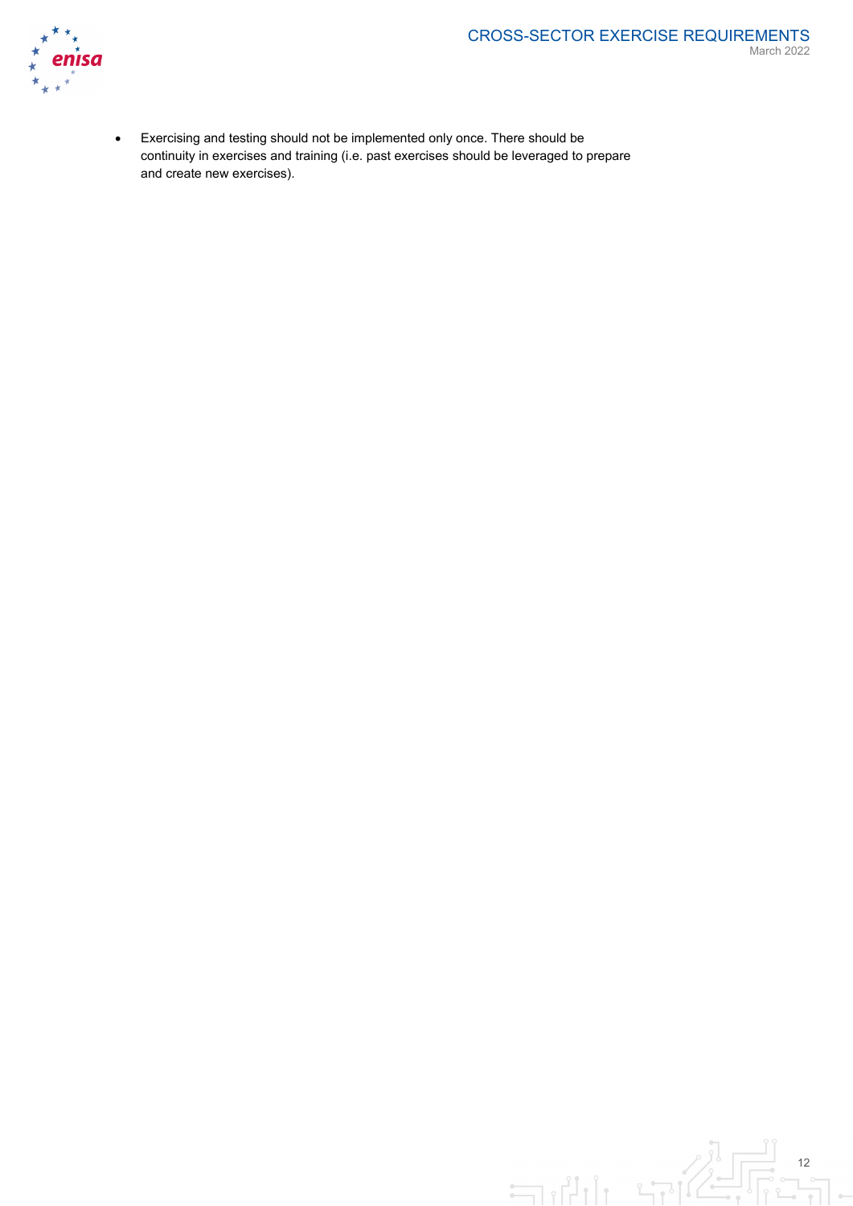- Exercising and testing should not be implemented only once. There should be continuity in exercises and training (i.e. past exercises should be leveraged to prepare and create new exercises).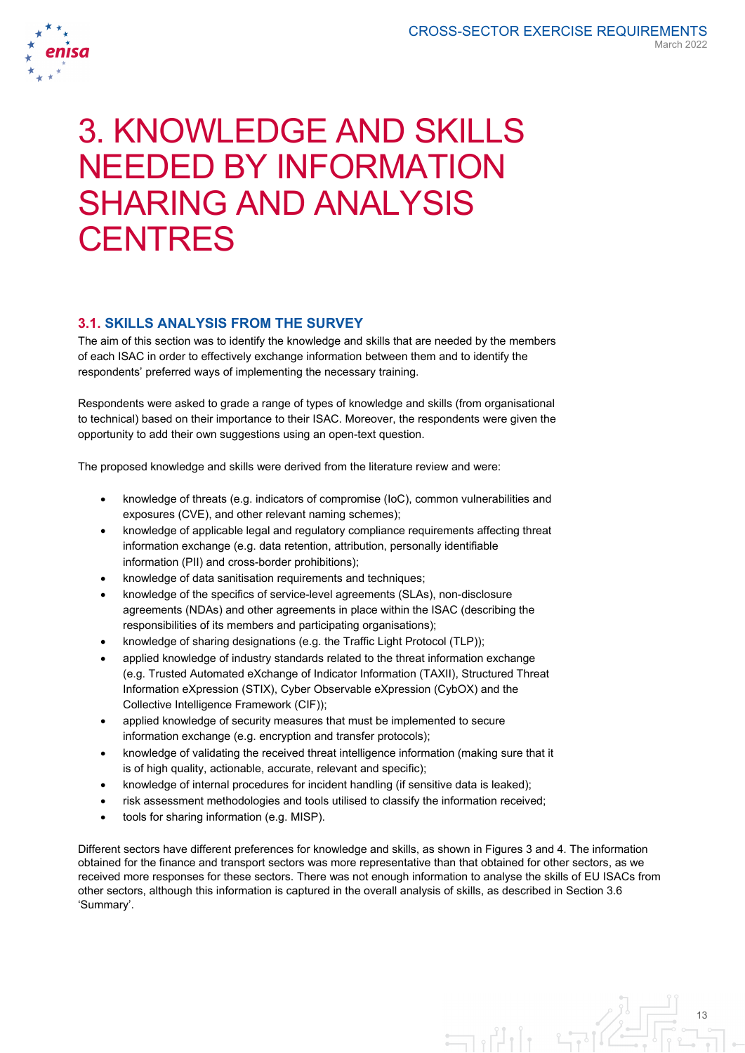# 3. KNOWLEDGE AND SKILLS NEEDED BY INFORMATION SHARING AND ANALYSIS CENTRES

## 3.1. SKILLS ANALYSIS FROM THE SURVEY

The aim of this section was to identify the knowledge and skills that are needed by the members of each ISAC in order to effectively exchange information between them and to identify the respondents' preferred ways of implementing the necessary training.

Respondents were asked to grade a range of types of knowledge and skills (from organisational to technical) based on their importance to their ISAC. Moreover, the respondents were given the opportunity to add their own suggestions using an open-text question.

The proposed knowledge and skills were derived from the literature review and were:

- knowledge of threats (e.g. indicators of compromise (IoC), common vulnerabilities and exposures (CVE), and other relevant naming schemes);
- knowledge of applicable legal and regulatory compliance requirements affecting threat information exchange (e.g. data retention, attribution, personally identifiable information (PII) and cross-border prohibitions);
- knowledge of data sanitisation requirements and techniques;
- knowledge of the specifics of service-level agreements (SLAs), non-disclosure agreements (NDAs) and other agreements in place within the ISAC (describing the responsibilities of its members and participating organisations);
- knowledge of sharing designations (e.g. the Traffic Light Protocol (TLP));
- applied knowledge of industry standards related to the threat information exchange (e.g. Trusted Automated eXchange of Indicator Information (TAXII), Structured Threat Information eXpression (STIX), Cyber Observable eXpression (CybOX) and the Collective Intelligence Framework (CIF));
- applied knowledge of security measures that must be implemented to secure information exchange (e.g. encryption and transfer protocols);
- knowledge of validating the received threat intelligence information (making sure that it is of high quality, actionable, accurate, relevant and specific);
- knowledge of internal procedures for incident handling (if sensitive data is leaked);
- risk assessment methodologies and tools utilised to classify the information received;
- tools for sharing information (e.g. MISP).

Different sectors have different preferences for knowledge and skills, as shown in Figures 3 and 4. The information obtained for the finance and transport sectors was more representative than that obtained for other sectors, as we received more responses for these sectors. There was not enough information to analyse the skills of EU ISACs from other sectors, although this information is captured in the overall analysis of skills, as described in Section 3.6 'Summary'.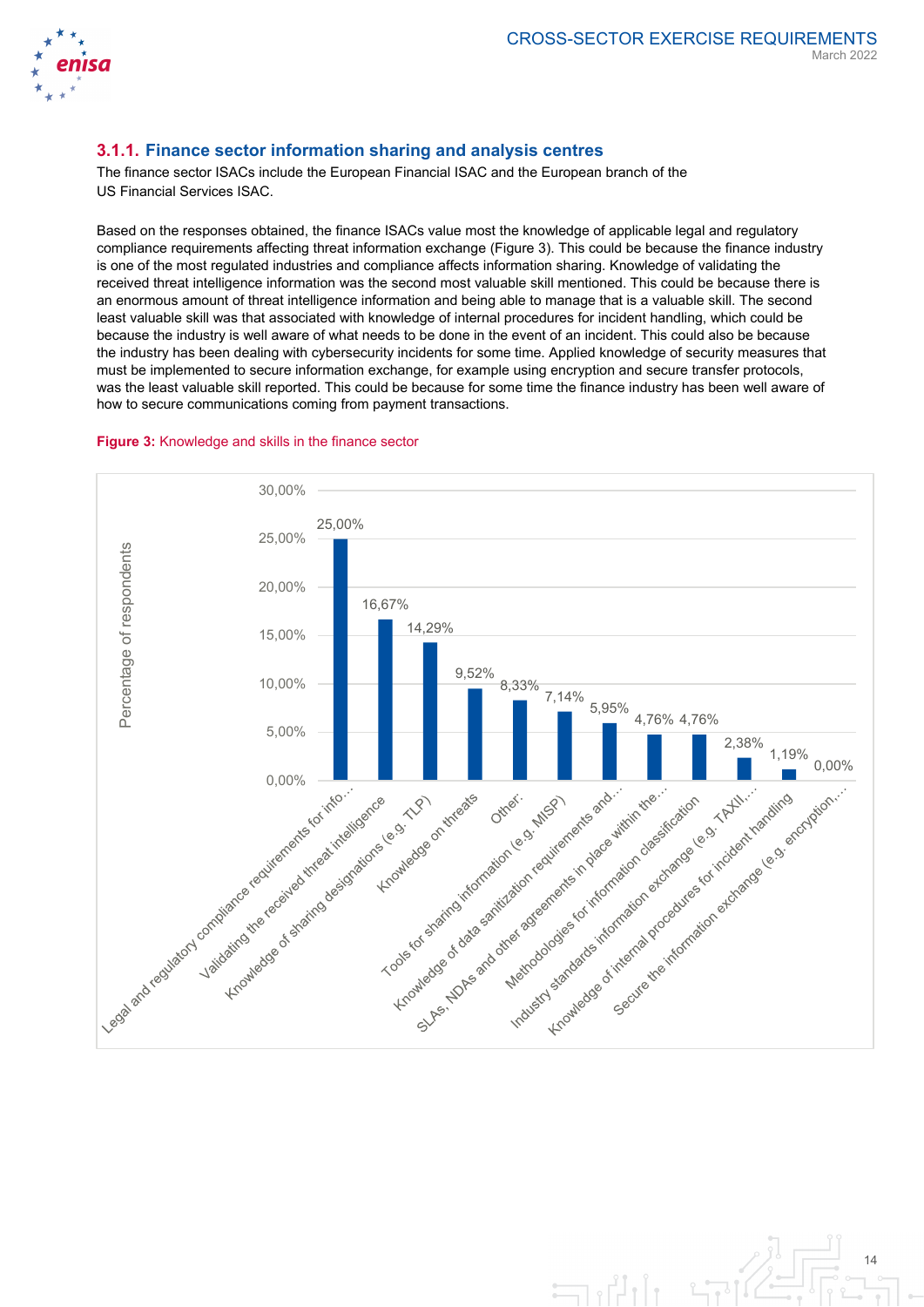### 3.1.1. Finance sector information sharing and analysis centres

The finance sector ISACs include the European Financial ISAC and the European branch of the US Financial Services ISAC.

Based on the responses obtained, the finance ISACs value most the knowledge of applicable legal and regulatory compliance requirements affecting threat information exchange (Figure 3). This could be because the finance industry is one of the most regulated industries and compliance affects information sharing. Knowledge of validating the received threat intelligence information was the second most valuable skill mentioned. This could be because there is an enormous amount of threat intelligence information and being able to manage that is a valuable skill. The second least valuable skill was that associated with knowledge of internal procedures for incident handling, which could be because the industry is well aware of what needs to be done in the event of an incident. This could also be because the industry has been dealing with cybersecurity incidents for some time. Applied knowledge of security measures that must be implemented to secure information exchange, for example using encryption and secure transfer protocols, was the least valuable skill reported. This could be because for some time the finance industry has been well aware of how to secure communications coming from payment transactions.

**Figure 3:** Knowledge and skills in the finance sector

| Knowledge / skill | Percentage of respondents |
|---|---|
| Legal and regulatory compliance requirements for info… | 25,00% |
| Validating the received threat intelligence | 16,67% |
| Knowledge of sharing designations (e.g. TLP) | 14,29% |
| Knowledge on threats | 9,52% |
| Other: | 8,33% |
| Tools for sharing information (e.g. MISP) | 7,14% |
| Knowledge of data sanitization requirements and… | 5,95% |
| SLAs, NDAs and other agreements in place within the… | 4,76% |
| Methodologies for information classification | 4,76% |
| Industry standards information exchange (e.g. TAXII,… | 2,38% |
| Knowledge of internal procedures for incident handling | 1,19% |
| Secure the information exchange (e.g. encryption,… | 0,00% |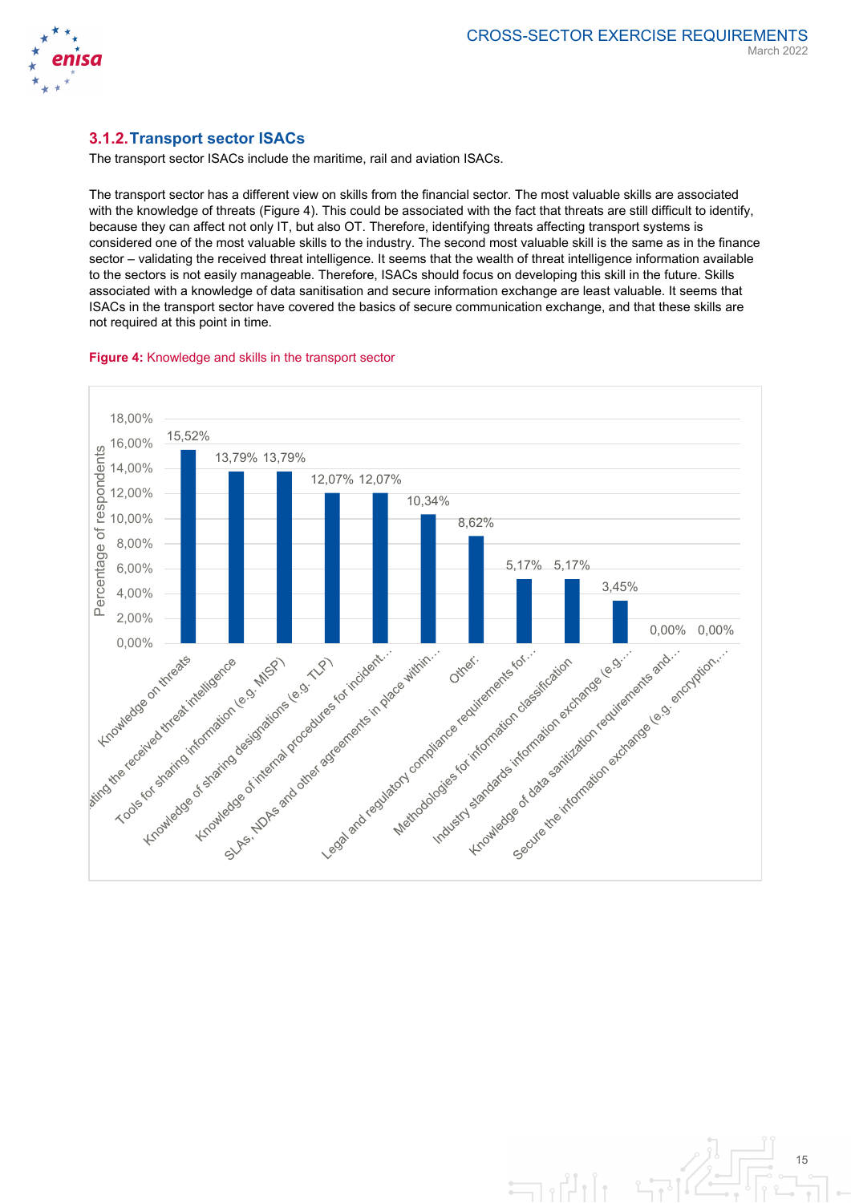### 3.1.2. Transport sector ISACs

The transport sector ISACs include the maritime, rail and aviation ISACs.

The transport sector has a different view on skills from the financial sector. The most valuable skills are associated with the knowledge of threats (Figure 4). This could be associated with the fact that threats are still difficult to identify, because they can affect not only IT, but also OT. Therefore, identifying threats affecting transport systems is considered one of the most valuable skills to the industry. The second most valuable skill is the same as in the finance sector – validating the received threat intelligence. It seems that the wealth of threat intelligence information available to the sectors is not easily manageable. Therefore, ISACs should focus on developing this skill in the future. Skills associated with a knowledge of data sanitisation and secure information exchange are least valuable. It seems that ISACs in the transport sector have covered the basics of secure communication exchange, and that these skills are not required at this point in time.

**Figure 4:** Knowledge and skills in the transport sector

| Skill | Percentage of respondents |
|---|---|
| Knowledge on threats | 15,52% |
| ...ating the received threat intelligence | 13,79% |
| Tools for sharing information (e.g. MISP) | 13,79% |
| Knowledge of sharing designations (e.g. TLP) | 12,07% |
| Knowledge of internal procedures for incident... | 12,07% |
| SLAs, NDAs and other agreements in place within... | 10,34% |
| Other: | 8,62% |
| Legal and regulatory compliance requirements for... | 5,17% |
| Methodologies for information classification | 5,17% |
| Industry standards information exchange (e.g.... | 3,45% |
| Knowledge of data sanitization requirements and... | 0,00% |
| Secure the information exchange (e.g. encryption,... | 0,00% |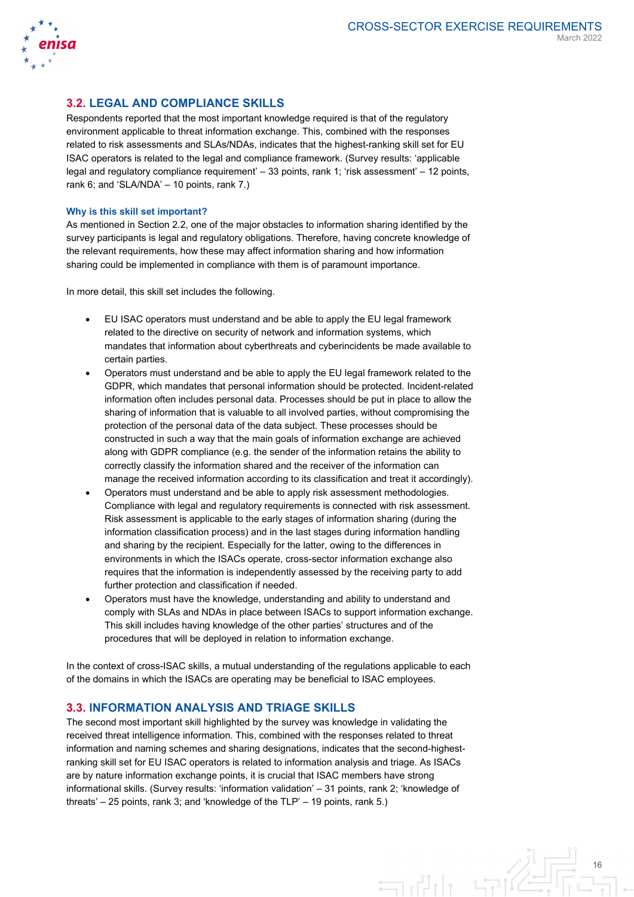## 3.2. LEGAL AND COMPLIANCE SKILLS

Respondents reported that the most important knowledge required is that of the regulatory environment applicable to threat information exchange. This, combined with the responses related to risk assessments and SLAs/NDAs, indicates that the highest-ranking skill set for EU ISAC operators is related to the legal and compliance framework. (Survey results: 'applicable legal and regulatory compliance requirement' – 33 points, rank 1; 'risk assessment' – 12 points, rank 6; and 'SLA/NDA' – 10 points, rank 7.)

### Why is this skill set important?

As mentioned in Section 2.2, one of the major obstacles to information sharing identified by the survey participants is legal and regulatory obligations. Therefore, having concrete knowledge of the relevant requirements, how these may affect information sharing and how information sharing could be implemented in compliance with them is of paramount importance.

In more detail, this skill set includes the following.

- EU ISAC operators must understand and be able to apply the EU legal framework related to the directive on security of network and information systems, which mandates that information about cyberthreats and cyberincidents be made available to certain parties.
- Operators must understand and be able to apply the EU legal framework related to the GDPR, which mandates that personal information should be protected. Incident-related information often includes personal data. Processes should be put in place to allow the sharing of information that is valuable to all involved parties, without compromising the protection of the personal data of the data subject. These processes should be constructed in such a way that the main goals of information exchange are achieved along with GDPR compliance (e.g. the sender of the information retains the ability to correctly classify the information shared and the receiver of the information can manage the received information according to its classification and treat it accordingly).
- Operators must understand and be able to apply risk assessment methodologies. Compliance with legal and regulatory requirements is connected with risk assessment. Risk assessment is applicable to the early stages of information sharing (during the information classification process) and in the last stages during information handling and sharing by the recipient. Especially for the latter, owing to the differences in environments in which the ISACs operate, cross-sector information exchange also requires that the information is independently assessed by the receiving party to add further protection and classification if needed.
- Operators must have the knowledge, understanding and ability to understand and comply with SLAs and NDAs in place between ISACs to support information exchange. This skill includes having knowledge of the other parties' structures and of the procedures that will be deployed in relation to information exchange.

In the context of cross-ISAC skills, a mutual understanding of the regulations applicable to each of the domains in which the ISACs are operating may be beneficial to ISAC employees.

## 3.3. INFORMATION ANALYSIS AND TRIAGE SKILLS

The second most important skill highlighted by the survey was knowledge in validating the received threat intelligence information. This, combined with the responses related to threat information and naming schemes and sharing designations, indicates that the second-highest-ranking skill set for EU ISAC operators is related to information analysis and triage. As ISACs are by nature information exchange points, it is crucial that ISAC members have strong informational skills. (Survey results: 'information validation' – 31 points, rank 2; 'knowledge of threats' – 25 points, rank 3; and 'knowledge of the TLP' – 19 points, rank 5.)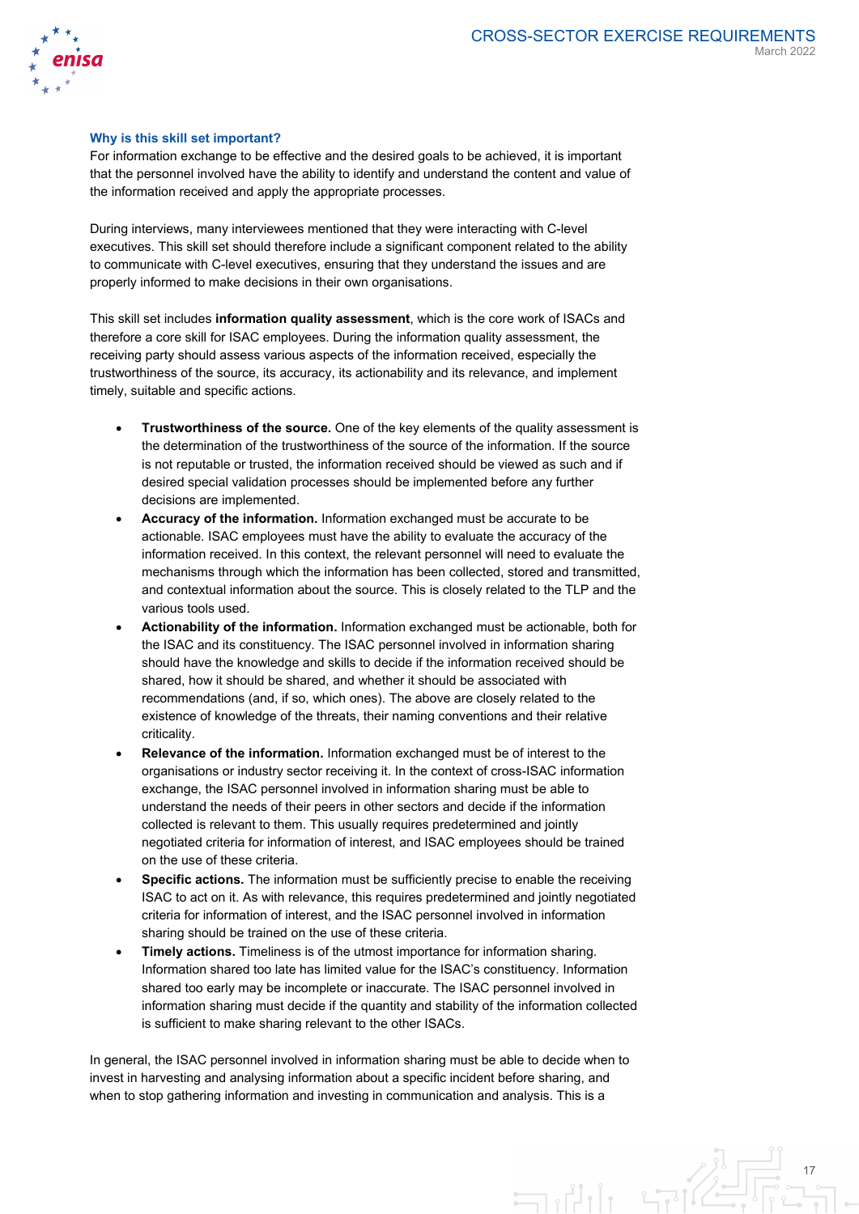### Why is this skill set important?

For information exchange to be effective and the desired goals to be achieved, it is important that the personnel involved have the ability to identify and understand the content and value of the information received and apply the appropriate processes.

During interviews, many interviewees mentioned that they were interacting with C-level executives. This skill set should therefore include a significant component related to the ability to communicate with C-level executives, ensuring that they understand the issues and are properly informed to make decisions in their own organisations.

This skill set includes **information quality assessment**, which is the core work of ISACs and therefore a core skill for ISAC employees. During the information quality assessment, the receiving party should assess various aspects of the information received, especially the trustworthiness of the source, its accuracy, its actionability and its relevance, and implement timely, suitable and specific actions.

- **Trustworthiness of the source.** One of the key elements of the quality assessment is the determination of the trustworthiness of the source of the information. If the source is not reputable or trusted, the information received should be viewed as such and if desired special validation processes should be implemented before any further decisions are implemented.
- **Accuracy of the information.** Information exchanged must be accurate to be actionable. ISAC employees must have the ability to evaluate the accuracy of the information received. In this context, the relevant personnel will need to evaluate the mechanisms through which the information has been collected, stored and transmitted, and contextual information about the source. This is closely related to the TLP and the various tools used.
- **Actionability of the information.** Information exchanged must be actionable, both for the ISAC and its constituency. The ISAC personnel involved in information sharing should have the knowledge and skills to decide if the information received should be shared, how it should be shared, and whether it should be associated with recommendations (and, if so, which ones). The above are closely related to the existence of knowledge of the threats, their naming conventions and their relative criticality.
- **Relevance of the information.** Information exchanged must be of interest to the organisations or industry sector receiving it. In the context of cross-ISAC information exchange, the ISAC personnel involved in information sharing must be able to understand the needs of their peers in other sectors and decide if the information collected is relevant to them. This usually requires predetermined and jointly negotiated criteria for information of interest, and ISAC employees should be trained on the use of these criteria.
- **Specific actions.** The information must be sufficiently precise to enable the receiving ISAC to act on it. As with relevance, this requires predetermined and jointly negotiated criteria for information of interest, and the ISAC personnel involved in information sharing should be trained on the use of these criteria.
- **Timely actions.** Timeliness is of the utmost importance for information sharing. Information shared too late has limited value for the ISAC's constituency. Information shared too early may be incomplete or inaccurate. The ISAC personnel involved in information sharing must decide if the quantity and stability of the information collected is sufficient to make sharing relevant to the other ISACs.

In general, the ISAC personnel involved in information sharing must be able to decide when to invest in harvesting and analysing information about a specific incident before sharing, and when to stop gathering information and investing in communication and analysis. This is a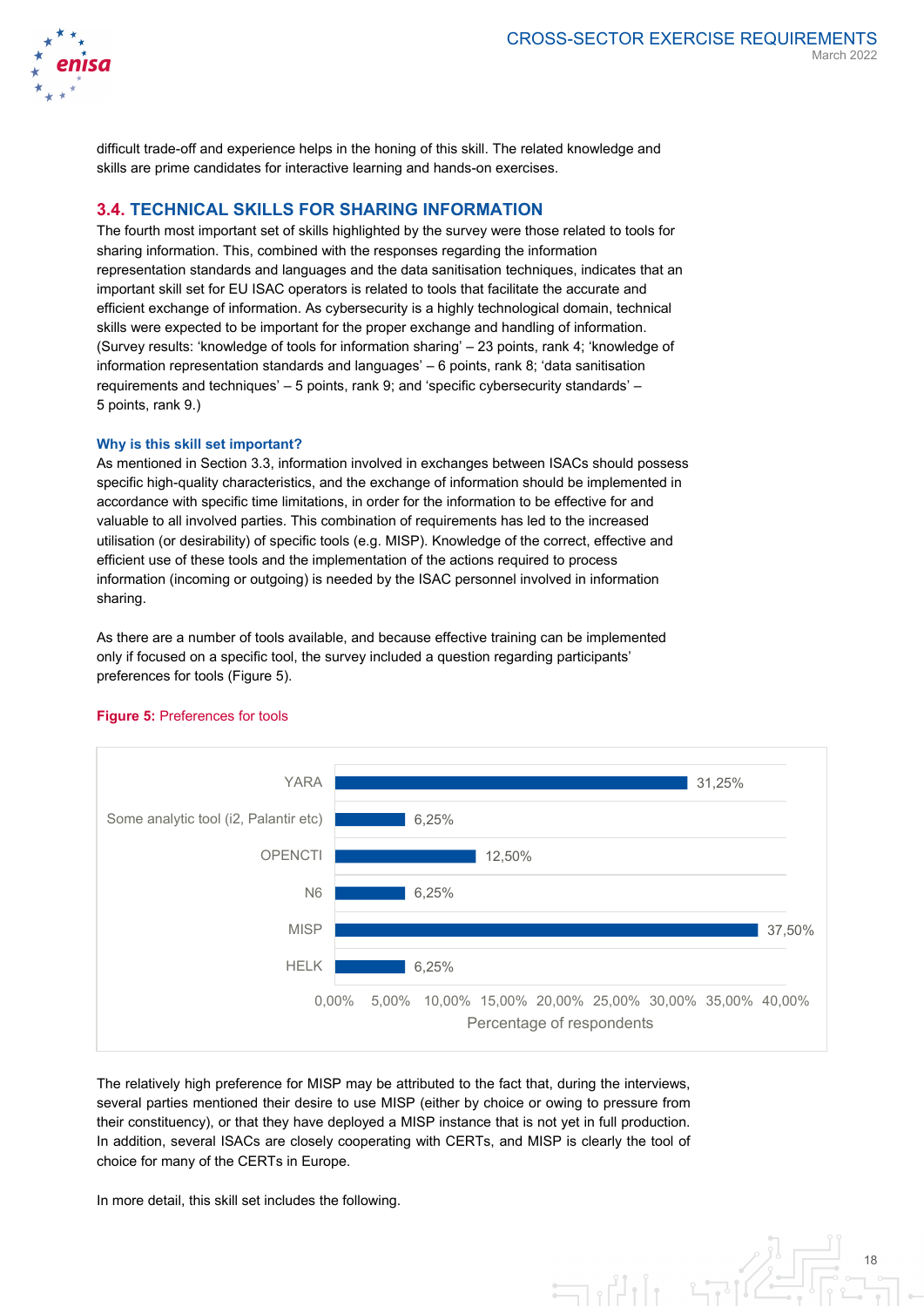difficult trade-off and experience helps in the honing of this skill. The related knowledge and skills are prime candidates for interactive learning and hands-on exercises.

## 3.4. TECHNICAL SKILLS FOR SHARING INFORMATION

The fourth most important set of skills highlighted by the survey were those related to tools for sharing information. This, combined with the responses regarding the information representation standards and languages and the data sanitisation techniques, indicates that an important skill set for EU ISAC operators is related to tools that facilitate the accurate and efficient exchange of information. As cybersecurity is a highly technological domain, technical skills were expected to be important for the proper exchange and handling of information. (Survey results: 'knowledge of tools for information sharing' – 23 points, rank 4; 'knowledge of information representation standards and languages' – 6 points, rank 8; 'data sanitisation requirements and techniques' – 5 points, rank 9; and 'specific cybersecurity standards' – 5 points, rank 9.)

### Why is this skill set important?

As mentioned in Section 3.3, information involved in exchanges between ISACs should possess specific high-quality characteristics, and the exchange of information should be implemented in accordance with specific time limitations, in order for the information to be effective for and valuable to all involved parties. This combination of requirements has led to the increased utilisation (or desirability) of specific tools (e.g. MISP). Knowledge of the correct, effective and efficient use of these tools and the implementation of the actions required to process information (incoming or outgoing) is needed by the ISAC personnel involved in information sharing.

As there are a number of tools available, and because effective training can be implemented only if focused on a specific tool, the survey included a question regarding participants' preferences for tools (Figure 5).

**Figure 5:** Preferences for tools

| Tool | Percentage of respondents |
|---|---|
| YARA | 31,25% |
| Some analytic tool (i2, Palantir etc) | 6,25% |
| OPENCTI | 12,50% |
| N6 | 6,25% |
| MISP | 37,50% |
| HELK | 6,25% |

The relatively high preference for MISP may be attributed to the fact that, during the interviews, several parties mentioned their desire to use MISP (either by choice or owing to pressure from their constituency), or that they have deployed a MISP instance that is not yet in full production. In addition, several ISACs are closely cooperating with CERTs, and MISP is clearly the tool of choice for many of the CERTs in Europe.

In more detail, this skill set includes the following.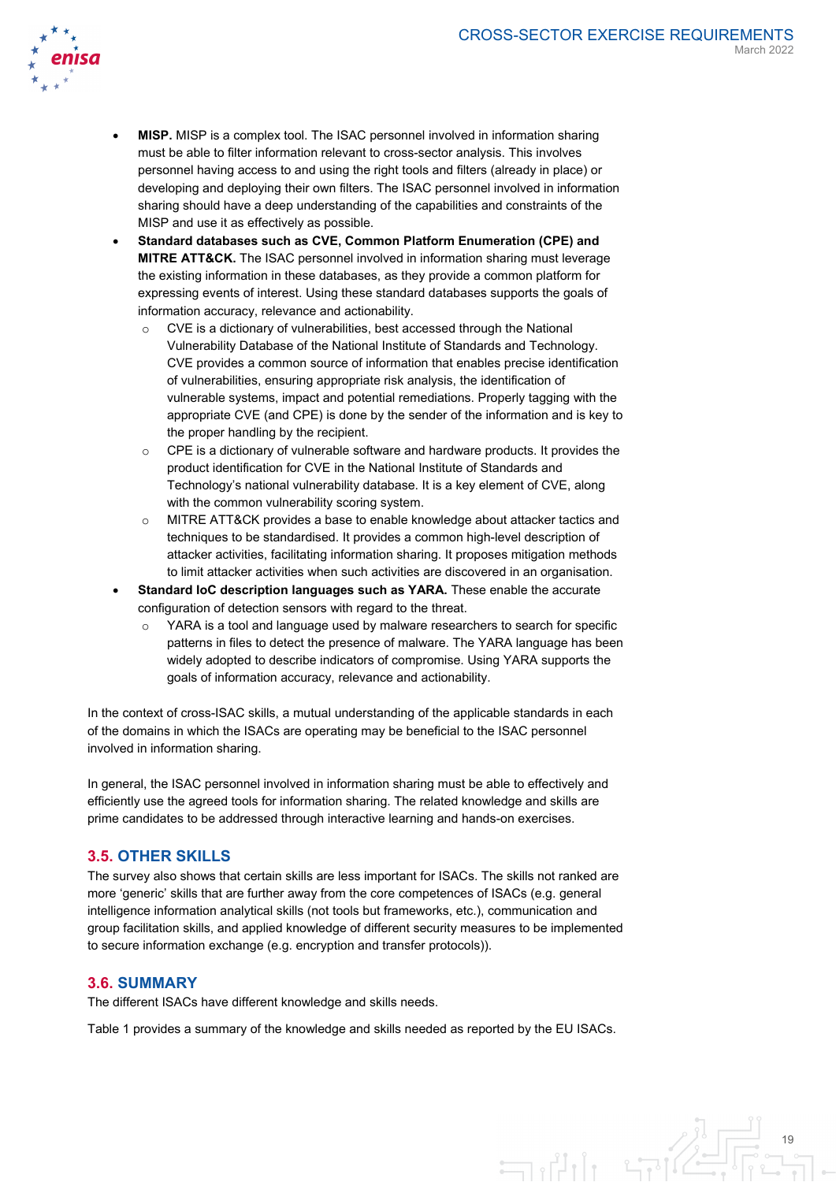- **MISP.** MISP is a complex tool. The ISAC personnel involved in information sharing must be able to filter information relevant to cross-sector analysis. This involves personnel having access to and using the right tools and filters (already in place) or developing and deploying their own filters. The ISAC personnel involved in information sharing should have a deep understanding of the capabilities and constraints of the MISP and use it as effectively as possible.
- **Standard databases such as CVE, Common Platform Enumeration (CPE) and MITRE ATT&CK.** The ISAC personnel involved in information sharing must leverage the existing information in these databases, as they provide a common platform for expressing events of interest. Using these standard databases supports the goals of information accuracy, relevance and actionability.
    - CVE is a dictionary of vulnerabilities, best accessed through the National Vulnerability Database of the National Institute of Standards and Technology. CVE provides a common source of information that enables precise identification of vulnerabilities, ensuring appropriate risk analysis, the identification of vulnerable systems, impact and potential remediations. Properly tagging with the appropriate CVE (and CPE) is done by the sender of the information and is key to the proper handling by the recipient.
    - CPE is a dictionary of vulnerable software and hardware products. It provides the product identification for CVE in the National Institute of Standards and Technology's national vulnerability database. It is a key element of CVE, along with the common vulnerability scoring system.
    - MITRE ATT&CK provides a base to enable knowledge about attacker tactics and techniques to be standardised. It provides a common high-level description of attacker activities, facilitating information sharing. It proposes mitigation methods to limit attacker activities when such activities are discovered in an organisation.
- **Standard IoC description languages such as YARA.** These enable the accurate configuration of detection sensors with regard to the threat.
    - YARA is a tool and language used by malware researchers to search for specific patterns in files to detect the presence of malware. The YARA language has been widely adopted to describe indicators of compromise. Using YARA supports the goals of information accuracy, relevance and actionability.

In the context of cross-ISAC skills, a mutual understanding of the applicable standards in each of the domains in which the ISACs are operating may be beneficial to the ISAC personnel involved in information sharing.

In general, the ISAC personnel involved in information sharing must be able to effectively and efficiently use the agreed tools for information sharing. The related knowledge and skills are prime candidates to be addressed through interactive learning and hands-on exercises.

## 3.5. OTHER SKILLS

The survey also shows that certain skills are less important for ISACs. The skills not ranked are more 'generic' skills that are further away from the core competences of ISACs (e.g. general intelligence information analytical skills (not tools but frameworks, etc.), communication and group facilitation skills, and applied knowledge of different security measures to be implemented to secure information exchange (e.g. encryption and transfer protocols)).

## 3.6. SUMMARY

The different ISACs have different knowledge and skills needs.

Table 1 provides a summary of the knowledge and skills needed as reported by the EU ISACs.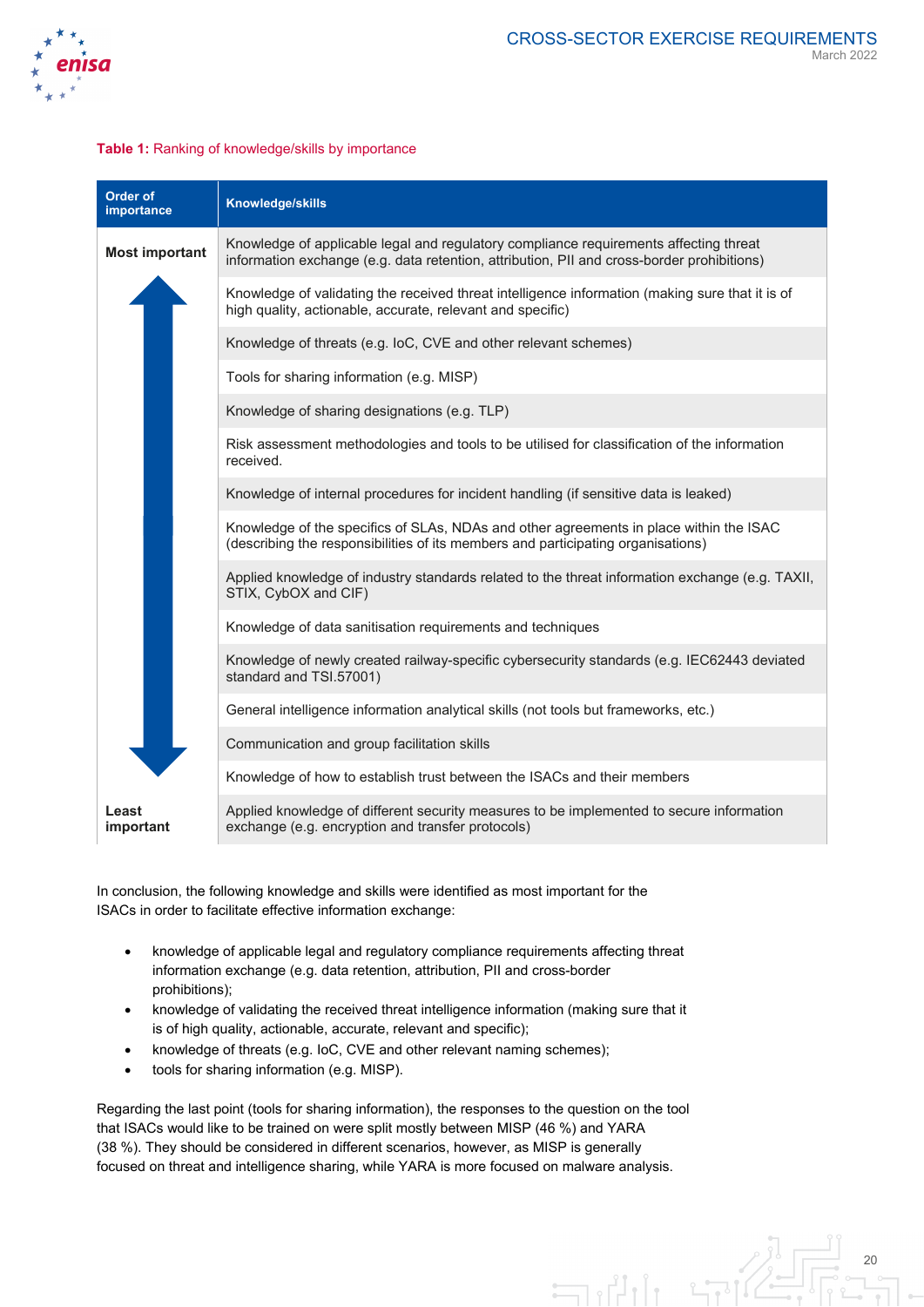**Table 1:** Ranking of knowledge/skills by importance

| Order of importance | Knowledge/skills |
|---|---|
| Most important | Knowledge of applicable legal and regulatory compliance requirements affecting threat information exchange (e.g. data retention, attribution, PII and cross-border prohibitions) |
| | Knowledge of validating the received threat intelligence information (making sure that it is of high quality, actionable, accurate, relevant and specific) |
| | Knowledge of threats (e.g. IoC, CVE and other relevant schemes) |
| | Tools for sharing information (e.g. MISP) |
| | Knowledge of sharing designations (e.g. TLP) |
| | Risk assessment methodologies and tools to be utilised for classification of the information received. |
| | Knowledge of internal procedures for incident handling (if sensitive data is leaked) |
| | Knowledge of the specifics of SLAs, NDAs and other agreements in place within the ISAC (describing the responsibilities of its members and participating organisations) |
| | Applied knowledge of industry standards related to the threat information exchange (e.g. TAXII, STIX, CybOX and CIF) |
| | Knowledge of data sanitisation requirements and techniques |
| | Knowledge of newly created railway-specific cybersecurity standards (e.g. IEC62443 deviated standard and TSI.57001) |
| | General intelligence information analytical skills (not tools but frameworks, etc.) |
| | Communication and group facilitation skills |
| | Knowledge of how to establish trust between the ISACs and their members |
| Least important | Applied knowledge of different security measures to be implemented to secure information exchange (e.g. encryption and transfer protocols) |

In conclusion, the following knowledge and skills were identified as most important for the ISACs in order to facilitate effective information exchange:

- knowledge of applicable legal and regulatory compliance requirements affecting threat information exchange (e.g. data retention, attribution, PII and cross-border prohibitions);
- knowledge of validating the received threat intelligence information (making sure that it is of high quality, actionable, accurate, relevant and specific);
- knowledge of threats (e.g. IoC, CVE and other relevant naming schemes);
- tools for sharing information (e.g. MISP).

Regarding the last point (tools for sharing information), the responses to the question on the tool that ISACs would like to be trained on were split mostly between MISP (46 %) and YARA (38 %). They should be considered in different scenarios, however, as MISP is generally focused on threat and intelligence sharing, while YARA is more focused on malware analysis.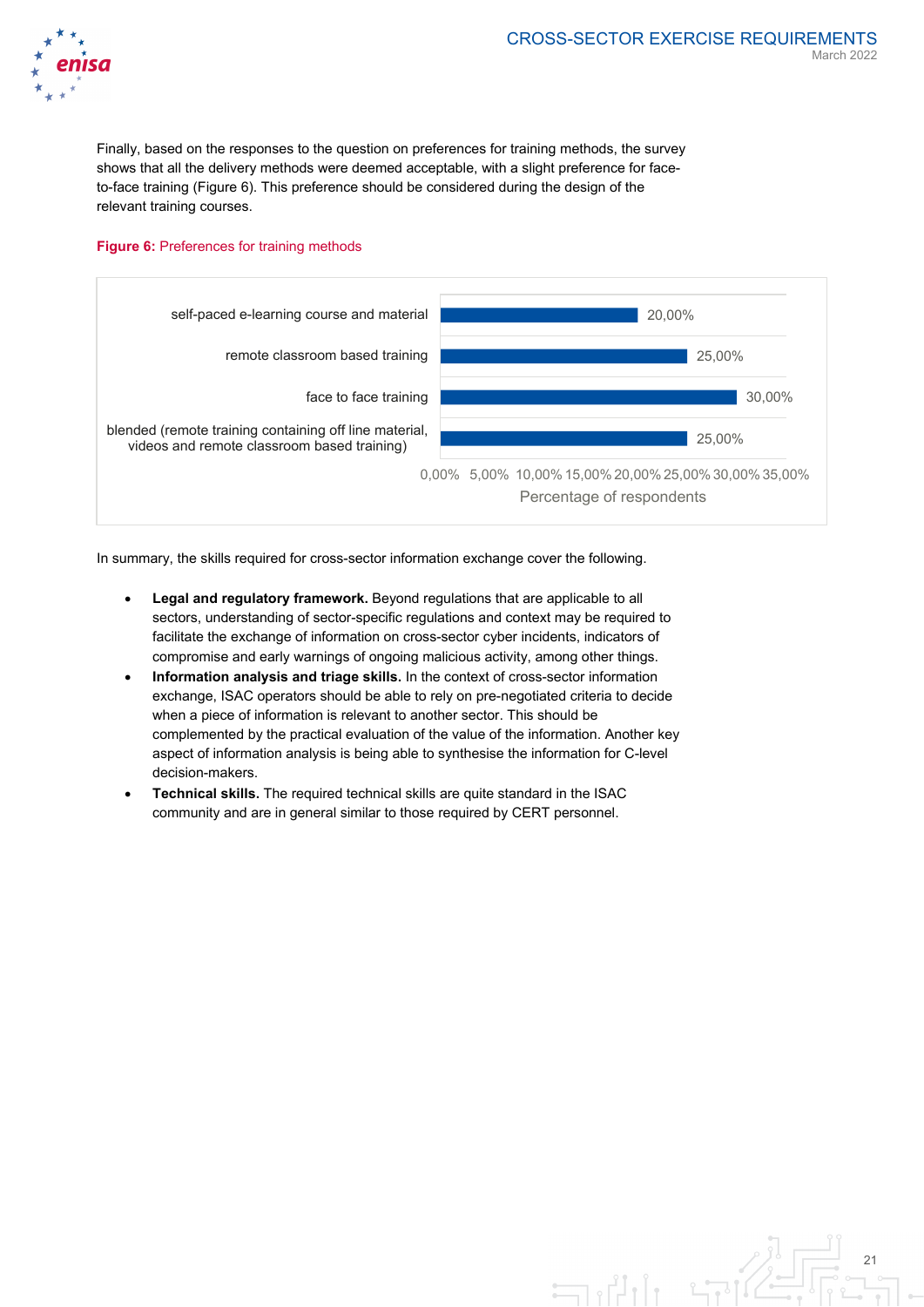Finally, based on the responses to the question on preferences for training methods, the survey shows that all the delivery methods were deemed acceptable, with a slight preference for face-to-face training (Figure 6). This preference should be considered during the design of the relevant training courses.

**Figure 6:** Preferences for training methods

| Training method | Percentage of respondents |
|---|---|
| self-paced e-learning course and material | 20,00% |
| remote classroom based training | 25,00% |
| face to face training | 30,00% |
| blended (remote training containing off line material, videos and remote classroom based training) | 25,00% |

In summary, the skills required for cross-sector information exchange cover the following.

- **Legal and regulatory framework.** Beyond regulations that are applicable to all sectors, understanding of sector-specific regulations and context may be required to facilitate the exchange of information on cross-sector cyber incidents, indicators of compromise and early warnings of ongoing malicious activity, among other things.
- **Information analysis and triage skills.** In the context of cross-sector information exchange, ISAC operators should be able to rely on pre-negotiated criteria to decide when a piece of information is relevant to another sector. This should be complemented by the practical evaluation of the value of the information. Another key aspect of information analysis is being able to synthesise the information for C-level decision-makers.
- **Technical skills.** The required technical skills are quite standard in the ISAC community and are in general similar to those required by CERT personnel.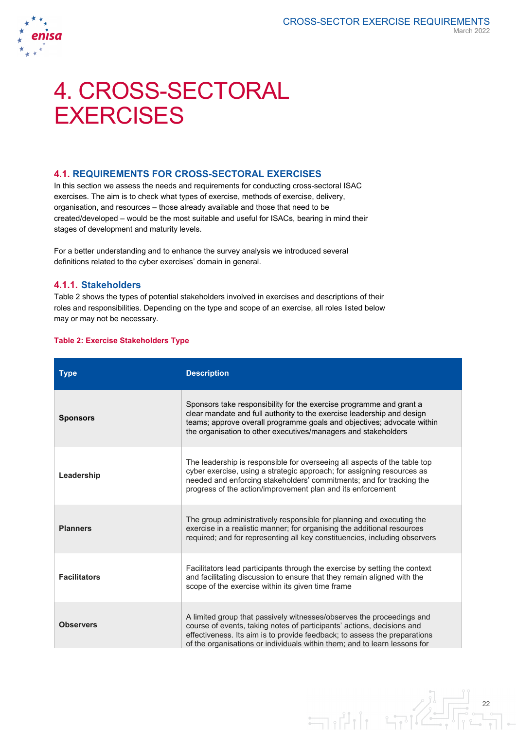# 4. CROSS-SECTORAL EXERCISES

## 4.1. REQUIREMENTS FOR CROSS-SECTORAL EXERCISES

In this section we assess the needs and requirements for conducting cross-sectoral ISAC exercises. The aim is to check what types of exercise, methods of exercise, delivery, organisation, and resources – those already available and those that need to be created/developed – would be the most suitable and useful for ISACs, bearing in mind their stages of development and maturity levels.

For a better understanding and to enhance the survey analysis we introduced several definitions related to the cyber exercises' domain in general.

### 4.1.1. Stakeholders

Table 2 shows the types of potential stakeholders involved in exercises and descriptions of their roles and responsibilities. Depending on the type and scope of an exercise, all roles listed below may or may not be necessary.

**Table 2: Exercise Stakeholders Type**

| Type | Description |
|---|---|
| **Sponsors** | Sponsors take responsibility for the exercise programme and grant a clear mandate and full authority to the exercise leadership and design teams; approve overall programme goals and objectives; advocate within the organisation to other executives/managers and stakeholders |
| **Leadership** | The leadership is responsible for overseeing all aspects of the table top cyber exercise, using a strategic approach; for assigning resources as needed and enforcing stakeholders' commitments; and for tracking the progress of the action/improvement plan and its enforcement |
| **Planners** | The group administratively responsible for planning and executing the exercise in a realistic manner; for organising the additional resources required; and for representing all key constituencies, including observers |
| **Facilitators** | Facilitators lead participants through the exercise by setting the context and facilitating discussion to ensure that they remain aligned with the scope of the exercise within its given time frame |
| **Observers** | A limited group that passively witnesses/observes the proceedings and course of events, taking notes of participants' actions, decisions and effectiveness. Its aim is to provide feedback; to assess the preparations of the organisations or individuals within them; and to learn lessons for |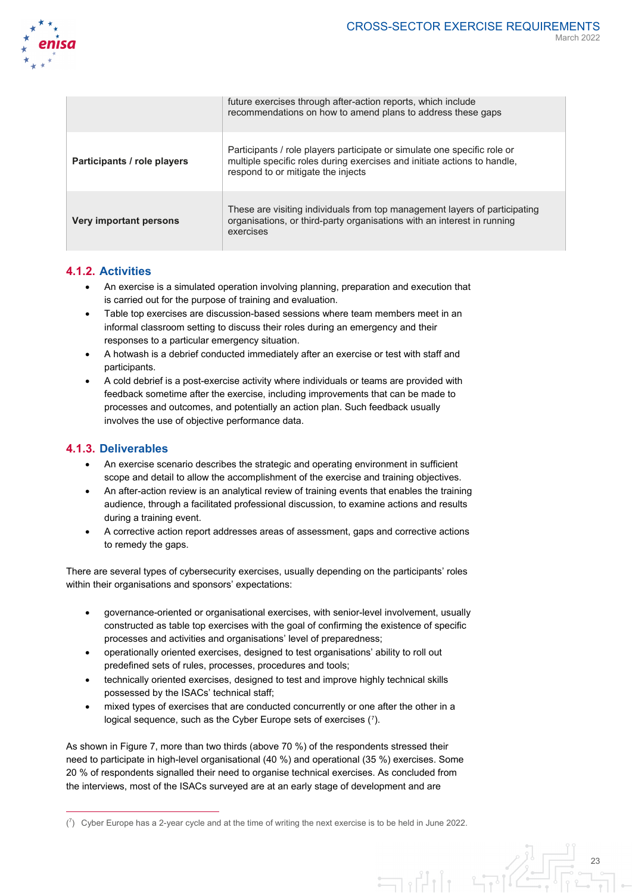|  |  |
| --- | --- |
|  | future exercises through after-action reports, which include recommendations on how to amend plans to address these gaps |
| **Participants / role players** | Participants / role players participate or simulate one specific role or multiple specific roles during exercises and initiate actions to handle, respond to or mitigate the injects |
| **Very important persons** | These are visiting individuals from top management layers of participating organisations, or third-party organisations with an interest in running exercises |

### 4.1.2. Activities

- An exercise is a simulated operation involving planning, preparation and execution that is carried out for the purpose of training and evaluation.
- Table top exercises are discussion-based sessions where team members meet in an informal classroom setting to discuss their roles during an emergency and their responses to a particular emergency situation.
- A hotwash is a debrief conducted immediately after an exercise or test with staff and participants.
- A cold debrief is a post-exercise activity where individuals or teams are provided with feedback sometime after the exercise, including improvements that can be made to processes and outcomes, and potentially an action plan. Such feedback usually involves the use of objective performance data.

### 4.1.3. Deliverables

- An exercise scenario describes the strategic and operating environment in sufficient scope and detail to allow the accomplishment of the exercise and training objectives.
- An after-action review is an analytical review of training events that enables the training audience, through a facilitated professional discussion, to examine actions and results during a training event.
- A corrective action report addresses areas of assessment, gaps and corrective actions to remedy the gaps.

There are several types of cybersecurity exercises, usually depending on the participants' roles within their organisations and sponsors' expectations:

- governance-oriented or organisational exercises, with senior-level involvement, usually constructed as table top exercises with the goal of confirming the existence of specific processes and activities and organisations' level of preparedness;
- operationally oriented exercises, designed to test organisations' ability to roll out predefined sets of rules, processes, procedures and tools;
- technically oriented exercises, designed to test and improve highly technical skills possessed by the ISACs' technical staff;
- mixed types of exercises that are conducted concurrently or one after the other in a logical sequence, such as the Cyber Europe sets of exercises ([7]).

As shown in Figure 7, more than two thirds (above 70 %) of the respondents stressed their need to participate in high-level organisational (40 %) and operational (35 %) exercises. Some 20 % of respondents signalled their need to organise technical exercises. As concluded from the interviews, most of the ISACs surveyed are at an early stage of development and are

([7]) Cyber Europe has a 2-year cycle and at the time of writing the next exercise is to be held in June 2022.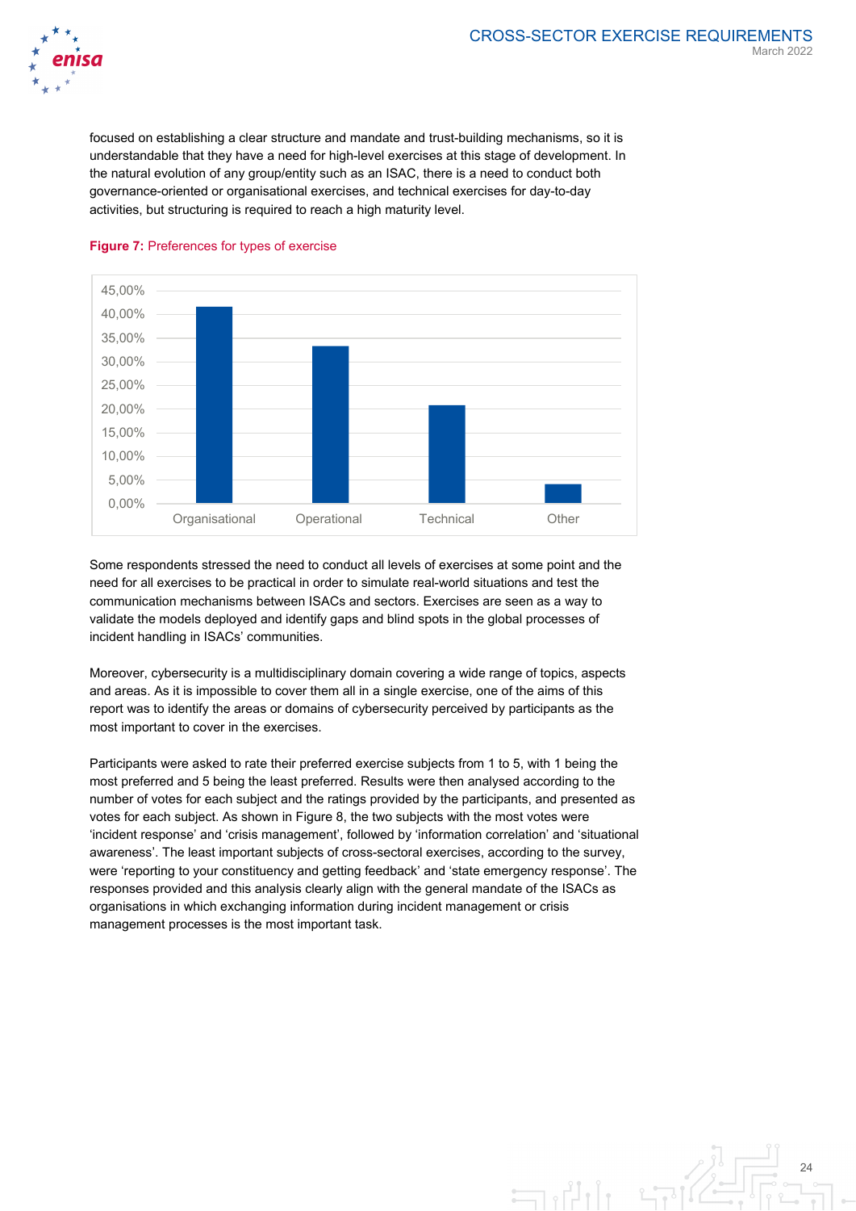focused on establishing a clear structure and mandate and trust-building mechanisms, so it is understandable that they have a need for high-level exercises at this stage of development. In the natural evolution of any group/entity such as an ISAC, there is a need to conduct both governance-oriented or organisational exercises, and technical exercises for day-to-day activities, but structuring is required to reach a high maturity level.

**Figure 7:** Preferences for types of exercise

Some respondents stressed the need to conduct all levels of exercises at some point and the need for all exercises to be practical in order to simulate real-world situations and test the communication mechanisms between ISACs and sectors. Exercises are seen as a way to validate the models deployed and identify gaps and blind spots in the global processes of incident handling in ISACs' communities.

Moreover, cybersecurity is a multidisciplinary domain covering a wide range of topics, aspects and areas. As it is impossible to cover them all in a single exercise, one of the aims of this report was to identify the areas or domains of cybersecurity perceived by participants as the most important to cover in the exercises.

Participants were asked to rate their preferred exercise subjects from 1 to 5, with 1 being the most preferred and 5 being the least preferred. Results were then analysed according to the number of votes for each subject and the ratings provided by the participants, and presented as votes for each subject. As shown in Figure 8, the two subjects with the most votes were 'incident response' and 'crisis management', followed by 'information correlation' and 'situational awareness'. The least important subjects of cross-sectoral exercises, according to the survey, were 'reporting to your constituency and getting feedback' and 'state emergency response'. The responses provided and this analysis clearly align with the general mandate of the ISACs as organisations in which exchanging information during incident management or crisis management processes is the most important task.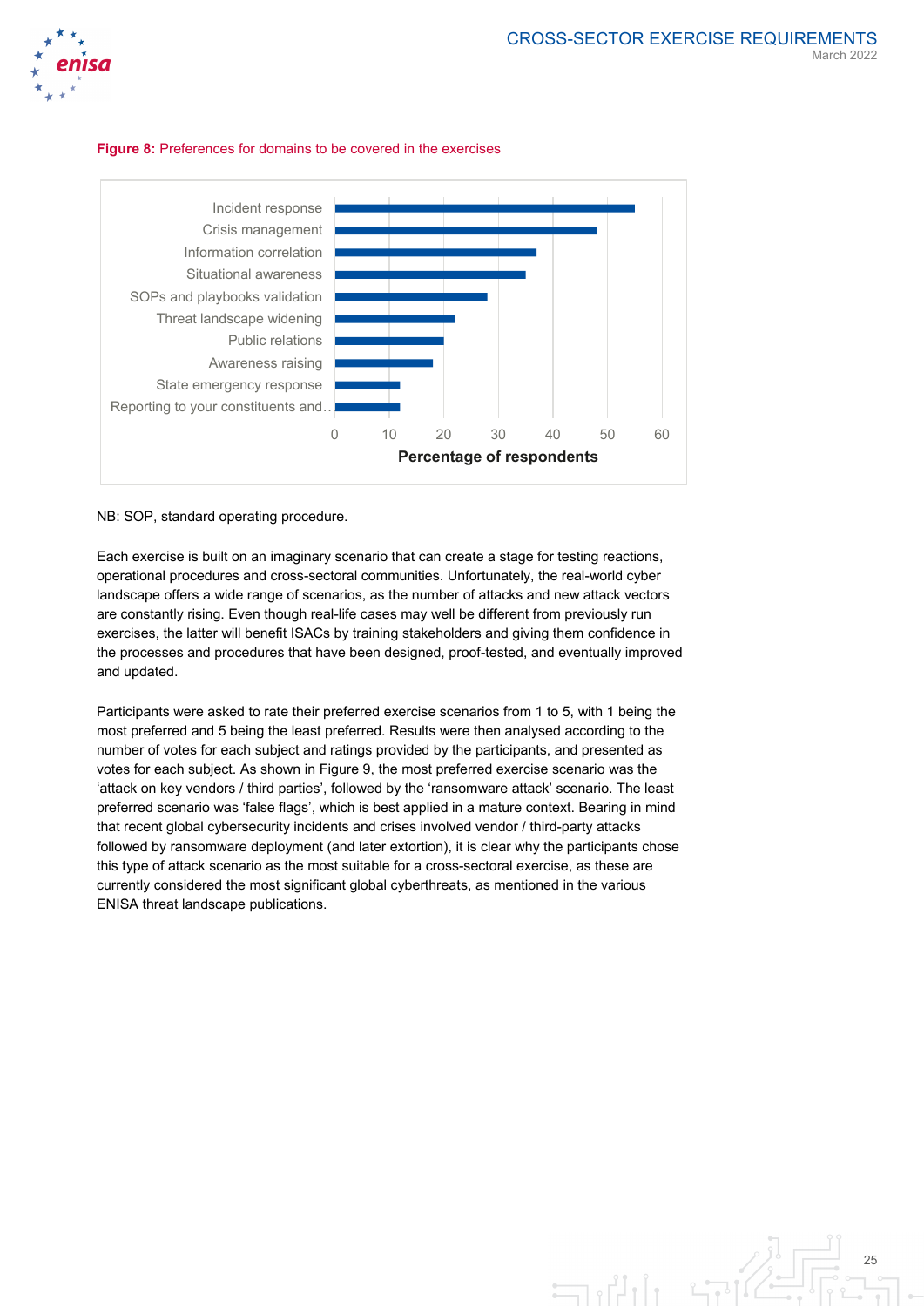**Figure 8:** Preferences for domains to be covered in the exercises

NB: SOP, standard operating procedure.

Each exercise is built on an imaginary scenario that can create a stage for testing reactions, operational procedures and cross-sectoral communities. Unfortunately, the real-world cyber landscape offers a wide range of scenarios, as the number of attacks and new attack vectors are constantly rising. Even though real-life cases may well be different from previously run exercises, the latter will benefit ISACs by training stakeholders and giving them confidence in the processes and procedures that have been designed, proof-tested, and eventually improved and updated.

Participants were asked to rate their preferred exercise scenarios from 1 to 5, with 1 being the most preferred and 5 being the least preferred. Results were then analysed according to the number of votes for each subject and ratings provided by the participants, and presented as votes for each subject. As shown in Figure 9, the most preferred exercise scenario was the 'attack on key vendors / third parties', followed by the 'ransomware attack' scenario. The least preferred scenario was 'false flags', which is best applied in a mature context. Bearing in mind that recent global cybersecurity incidents and crises involved vendor / third-party attacks followed by ransomware deployment (and later extortion), it is clear why the participants chose this type of attack scenario as the most suitable for a cross-sectoral exercise, as these are currently considered the most significant global cyberthreats, as mentioned in the various ENISA threat landscape publications.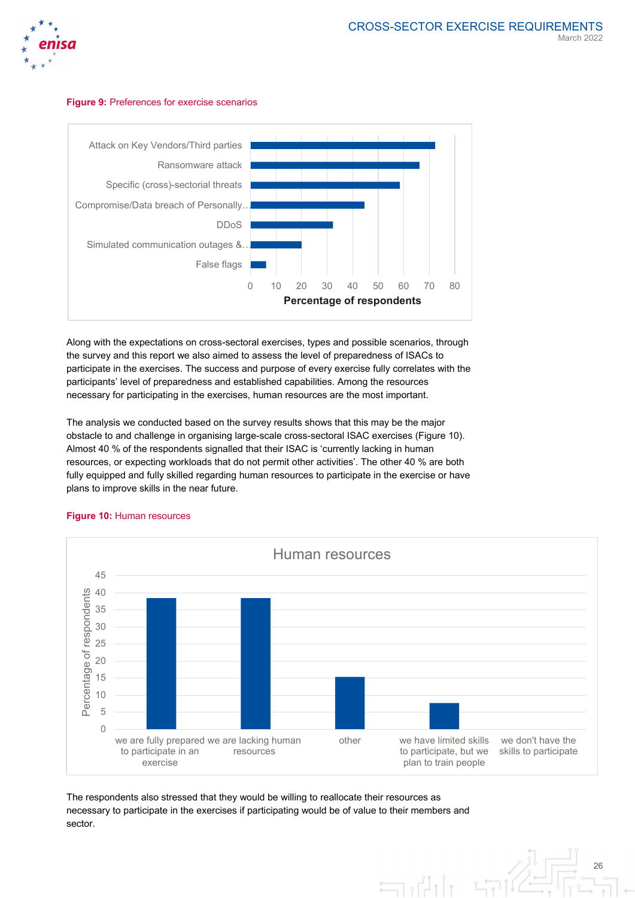**Figure 9:** Preferences for exercise scenarios

| Scenario | Percentage of respondents |
|---|---|
| Attack on Key Vendors/Third parties | ~72 |
| Ransomware attack | ~66 |
| Specific (cross)-sectorial threats | ~59 |
| Compromise/Data breach of Personally… | ~45 |
| DDoS | ~32 |
| Simulated communication outages &… | ~20 |
| False flags | ~6 |

Along with the expectations on cross-sectoral exercises, types and possible scenarios, through the survey and this report we also aimed to assess the level of preparedness of ISACs to participate in the exercises. The success and purpose of every exercise fully correlates with the participants' level of preparedness and established capabilities. Among the resources necessary for participating in the exercises, human resources are the most important.

The analysis we conducted based on the survey results shows that this may be the major obstacle to and challenge in organising large-scale cross-sectoral ISAC exercises (Figure 10). Almost 40 % of the respondents signalled that their ISAC is 'currently lacking in human resources, or expecting workloads that do not permit other activities'. The other 40 % are both fully equipped and fully skilled regarding human resources to participate in the exercise or have plans to improve skills in the near future.

**Figure 10:** Human resources

Human resources

| Response | Percentage of respondents |
|---|---|
| we are fully prepared to participate in an exercise | ~38 |
| we are lacking human resources | ~38 |
| other | ~15 |
| we have limited skills to participate, but we plan to train people | ~8 |
| we don't have the skills to participate | 0 |

The respondents also stressed that they would be willing to reallocate their resources as necessary to participate in the exercises if participating would be of value to their members and sector.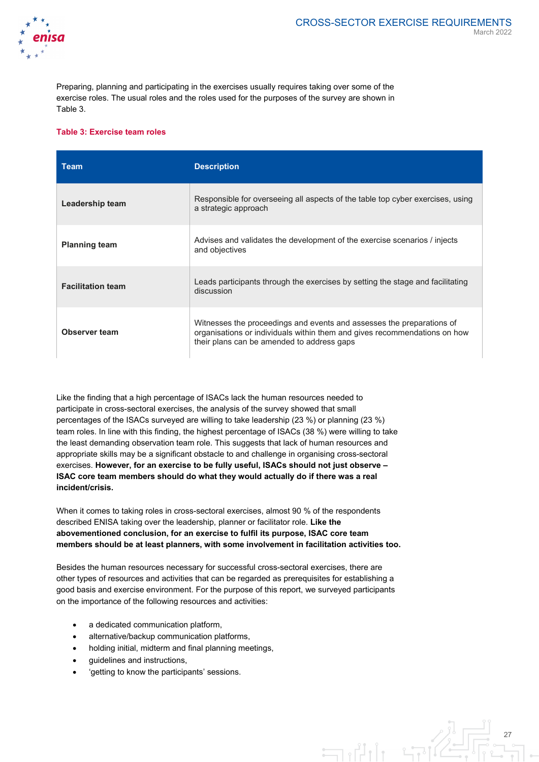Preparing, planning and participating in the exercises usually requires taking over some of the exercise roles. The usual roles and the roles used for the purposes of the survey are shown in Table 3.

**Table 3: Exercise team roles**

| Team | Description |
| --- | --- |
| **Leadership team** | Responsible for overseeing all aspects of the table top cyber exercises, using a strategic approach |
| **Planning team** | Advises and validates the development of the exercise scenarios / injects and objectives |
| **Facilitation team** | Leads participants through the exercises by setting the stage and facilitating discussion |
| **Observer team** | Witnesses the proceedings and events and assesses the preparations of organisations or individuals within them and gives recommendations on how their plans can be amended to address gaps |

Like the finding that a high percentage of ISACs lack the human resources needed to participate in cross-sectoral exercises, the analysis of the survey showed that small percentages of the ISACs surveyed are willing to take leadership (23 %) or planning (23 %) team roles. In line with this finding, the highest percentage of ISACs (38 %) were willing to take the least demanding observation team role. This suggests that lack of human resources and appropriate skills may be a significant obstacle to and challenge in organising cross-sectoral exercises. **However, for an exercise to be fully useful, ISACs should not just observe – ISAC core team members should do what they would actually do if there was a real incident/crisis.**

When it comes to taking roles in cross-sectoral exercises, almost 90 % of the respondents described ENISA taking over the leadership, planner or facilitator role. **Like the abovementioned conclusion, for an exercise to fulfil its purpose, ISAC core team members should be at least planners, with some involvement in facilitation activities too.**

Besides the human resources necessary for successful cross-sectoral exercises, there are other types of resources and activities that can be regarded as prerequisites for establishing a good basis and exercise environment. For the purpose of this report, we surveyed participants on the importance of the following resources and activities:

- a dedicated communication platform,
- alternative/backup communication platforms,
- holding initial, midterm and final planning meetings,
- guidelines and instructions,
- 'getting to know the participants' sessions.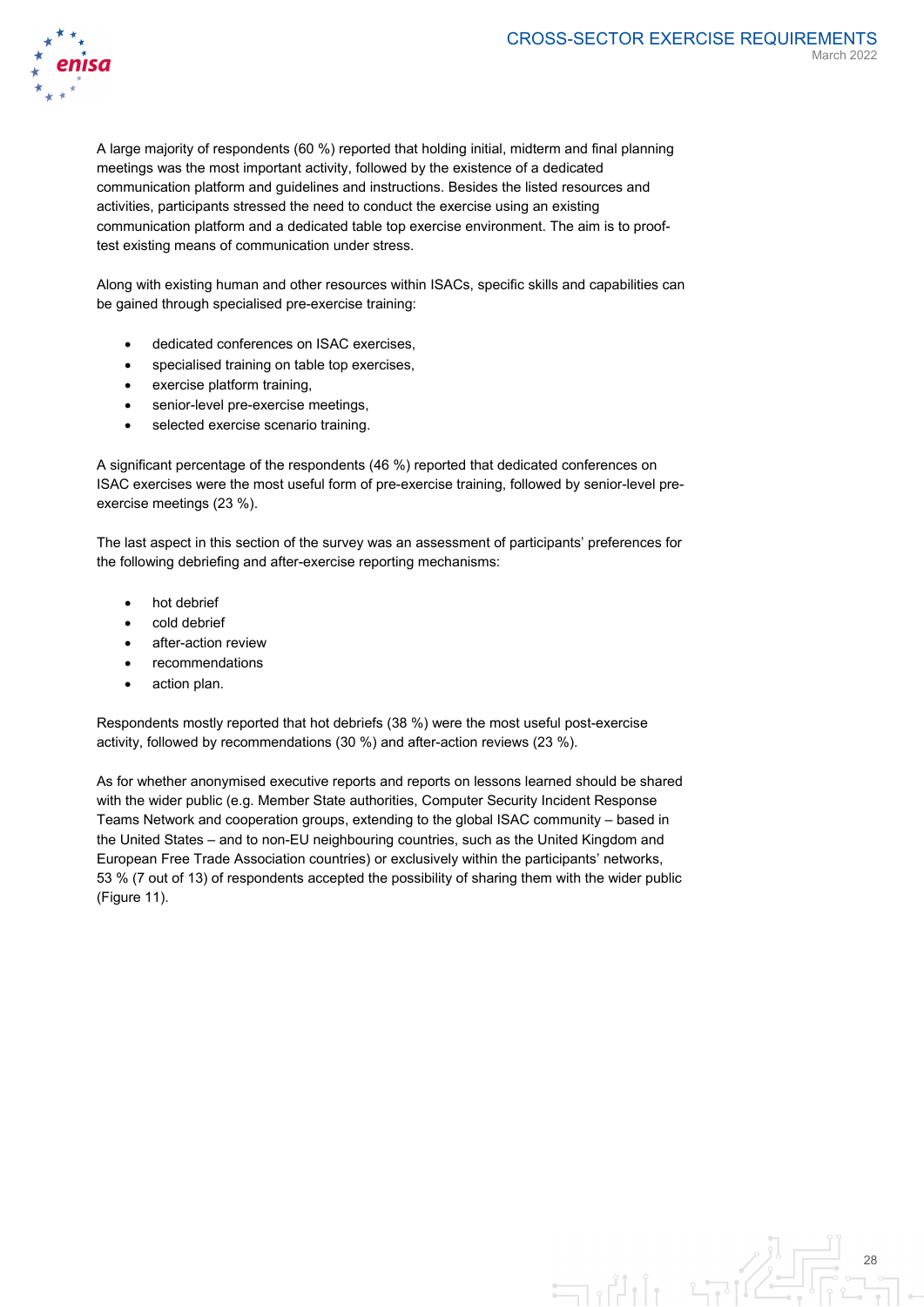A large majority of respondents (60 %) reported that holding initial, midterm and final planning meetings was the most important activity, followed by the existence of a dedicated communication platform and guidelines and instructions. Besides the listed resources and activities, participants stressed the need to conduct the exercise using an existing communication platform and a dedicated table top exercise environment. The aim is to proof-test existing means of communication under stress.

Along with existing human and other resources within ISACs, specific skills and capabilities can be gained through specialised pre-exercise training:

- dedicated conferences on ISAC exercises,
- specialised training on table top exercises,
- exercise platform training,
- senior-level pre-exercise meetings,
- selected exercise scenario training.

A significant percentage of the respondents (46 %) reported that dedicated conferences on ISAC exercises were the most useful form of pre-exercise training, followed by senior-level pre-exercise meetings (23 %).

The last aspect in this section of the survey was an assessment of participants' preferences for the following debriefing and after-exercise reporting mechanisms:

- hot debrief
- cold debrief
- after-action review
- recommendations
- action plan.

Respondents mostly reported that hot debriefs (38 %) were the most useful post-exercise activity, followed by recommendations (30 %) and after-action reviews (23 %).

As for whether anonymised executive reports and reports on lessons learned should be shared with the wider public (e.g. Member State authorities, Computer Security Incident Response Teams Network and cooperation groups, extending to the global ISAC community – based in the United States – and to non-EU neighbouring countries, such as the United Kingdom and European Free Trade Association countries) or exclusively within the participants' networks, 53 % (7 out of 13) of respondents accepted the possibility of sharing them with the wider public (Figure 11).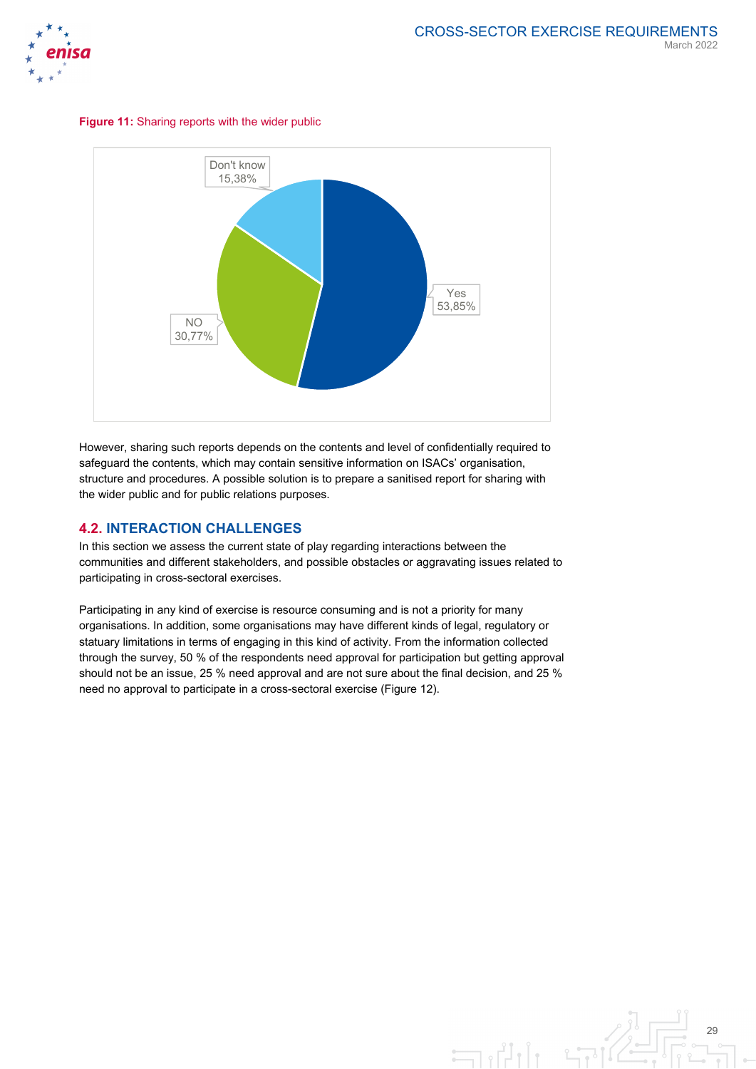**Figure 11:** Sharing reports with the wider public

Don't know 15,38%

Yes 53,85%

NO 30,77%

However, sharing such reports depends on the contents and level of confidentially required to safeguard the contents, which may contain sensitive information on ISACs' organisation, structure and procedures. A possible solution is to prepare a sanitised report for sharing with the wider public and for public relations purposes.

## 4.2. INTERACTION CHALLENGES

In this section we assess the current state of play regarding interactions between the communities and different stakeholders, and possible obstacles or aggravating issues related to participating in cross-sectoral exercises.

Participating in any kind of exercise is resource consuming and is not a priority for many organisations. In addition, some organisations may have different kinds of legal, regulatory or statuary limitations in terms of engaging in this kind of activity. From the information collected through the survey, 50 % of the respondents need approval for participation but getting approval should not be an issue, 25 % need approval and are not sure about the final decision, and 25 % need no approval to participate in a cross-sectoral exercise (Figure 12).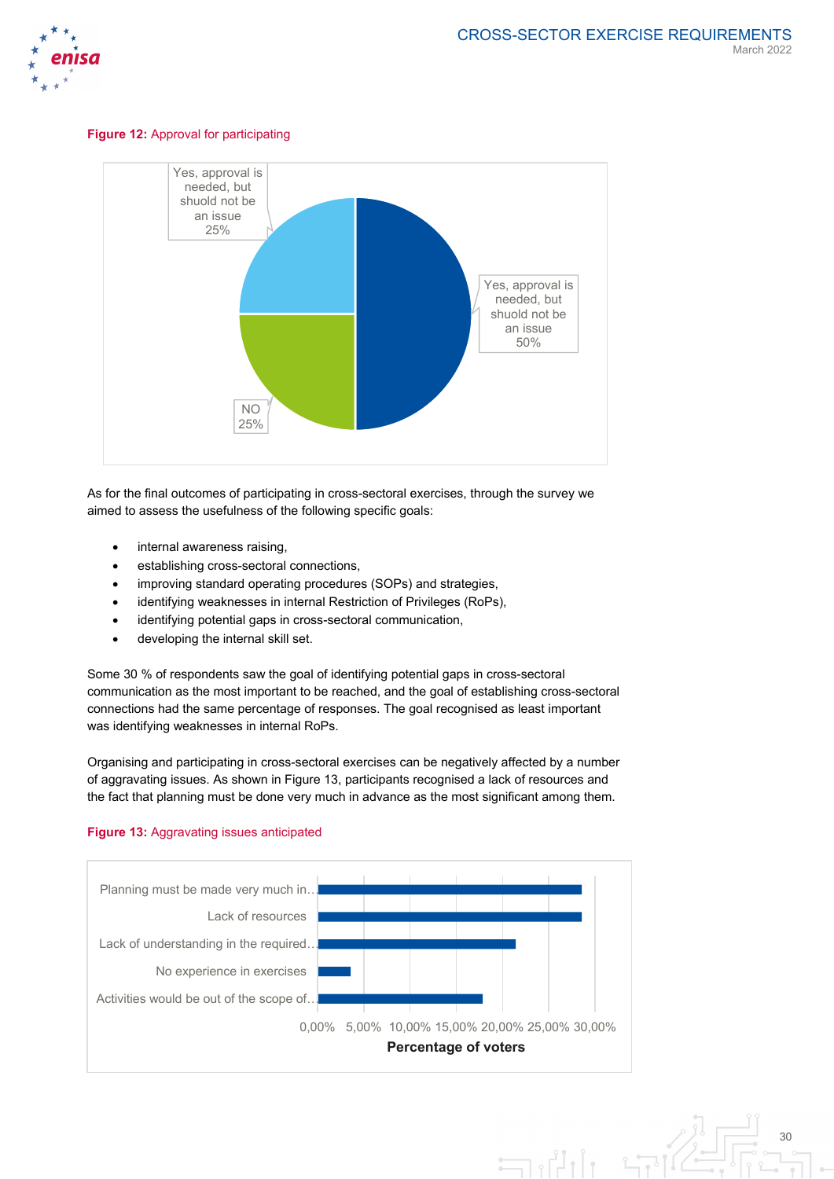**Figure 12:** Approval for participating

| Response | Percentage |
|---|---|
| Yes, approval is needed, but shuold not be an issue | 25% |
| Yes, approval is needed, but shuold not be an issue | 50% |
| NO | 25% |

As for the final outcomes of participating in cross-sectoral exercises, through the survey we aimed to assess the usefulness of the following specific goals:

- internal awareness raising,
- establishing cross-sectoral connections,
- improving standard operating procedures (SOPs) and strategies,
- identifying weaknesses in internal Restriction of Privileges (RoPs),
- identifying potential gaps in cross-sectoral communication,
- developing the internal skill set.

Some 30 % of respondents saw the goal of identifying potential gaps in cross-sectoral communication as the most important to be reached, and the goal of establishing cross-sectoral connections had the same percentage of responses. The goal recognised as least important was identifying weaknesses in internal RoPs.

Organising and participating in cross-sectoral exercises can be negatively affected by a number of aggravating issues. As shown in Figure 13, participants recognised a lack of resources and the fact that planning must be done very much in advance as the most significant among them.

**Figure 13:** Aggravating issues anticipated

| Issue | Percentage of voters (approx.) |
|---|---|
| Planning must be made very much in… | ~28.5% |
| Lack of resources | ~28.5% |
| Lack of understanding in the required… | ~21.5% |
| No experience in exercises | ~3.5% |
| Activities would be out of the scope of… | ~18% |

Axis: 0,00% 5,00% 10,00% 15,00% 20,00% 25,00% 30,00%

**Percentage of voters**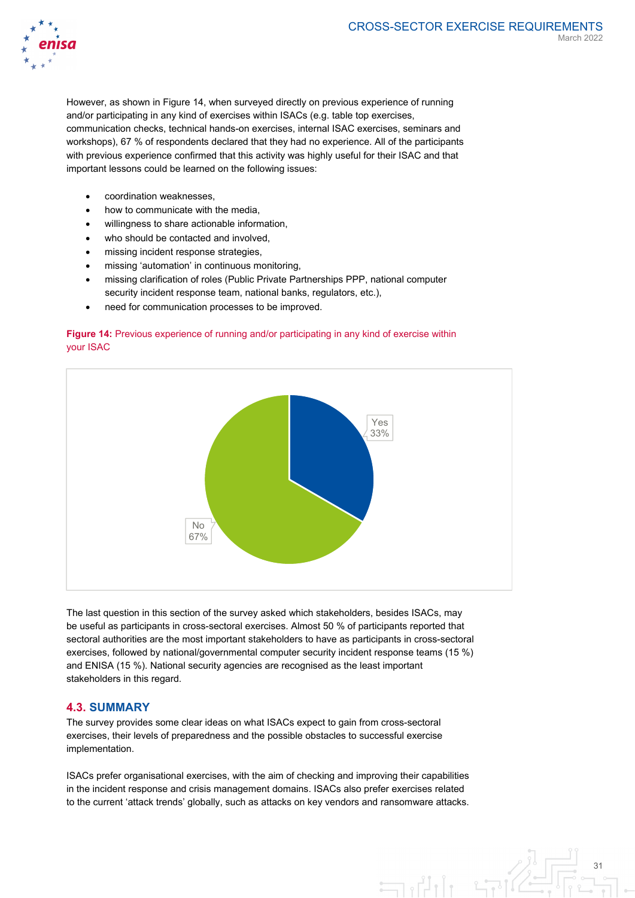However, as shown in Figure 14, when surveyed directly on previous experience of running and/or participating in any kind of exercises within ISACs (e.g. table top exercises, communication checks, technical hands-on exercises, internal ISAC exercises, seminars and workshops), 67 % of respondents declared that they had no experience. All of the participants with previous experience confirmed that this activity was highly useful for their ISAC and that important lessons could be learned on the following issues:

- coordination weaknesses,
- how to communicate with the media,
- willingness to share actionable information,
- who should be contacted and involved,
- missing incident response strategies,
- missing 'automation' in continuous monitoring,
- missing clarification of roles (Public Private Partnerships PPP, national computer security incident response team, national banks, regulators, etc.),
- need for communication processes to be improved.

**Figure 14:** Previous experience of running and/or participating in any kind of exercise within your ISAC

| Response | Share |
|---|---|
| Yes | 33% |
| No | 67% |

The last question in this section of the survey asked which stakeholders, besides ISACs, may be useful as participants in cross-sectoral exercises. Almost 50 % of participants reported that sectoral authorities are the most important stakeholders to have as participants in cross-sectoral exercises, followed by national/governmental computer security incident response teams (15 %) and ENISA (15 %). National security agencies are recognised as the least important stakeholders in this regard.

## 4.3. SUMMARY

The survey provides some clear ideas on what ISACs expect to gain from cross-sectoral exercises, their levels of preparedness and the possible obstacles to successful exercise implementation.

ISACs prefer organisational exercises, with the aim of checking and improving their capabilities in the incident response and crisis management domains. ISACs also prefer exercises related to the current 'attack trends' globally, such as attacks on key vendors and ransomware attacks.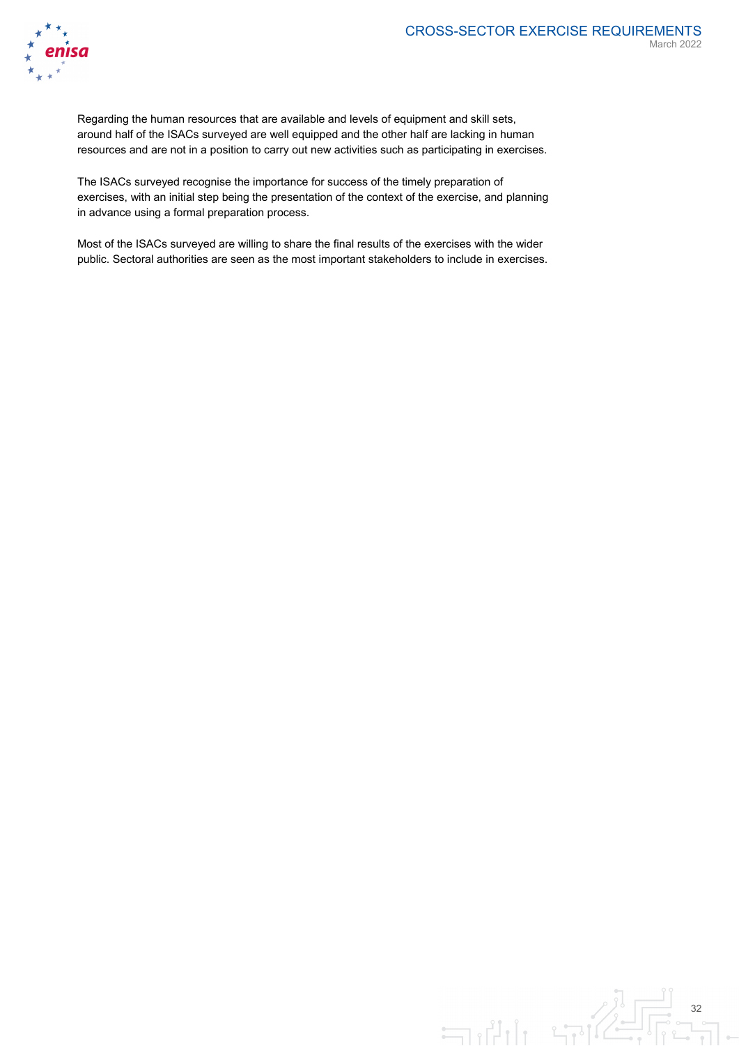Regarding the human resources that are available and levels of equipment and skill sets, around half of the ISACs surveyed are well equipped and the other half are lacking in human resources and are not in a position to carry out new activities such as participating in exercises.

The ISACs surveyed recognise the importance for success of the timely preparation of exercises, with an initial step being the presentation of the context of the exercise, and planning in advance using a formal preparation process.

Most of the ISACs surveyed are willing to share the final results of the exercises with the wider public. Sectoral authorities are seen as the most important stakeholders to include in exercises.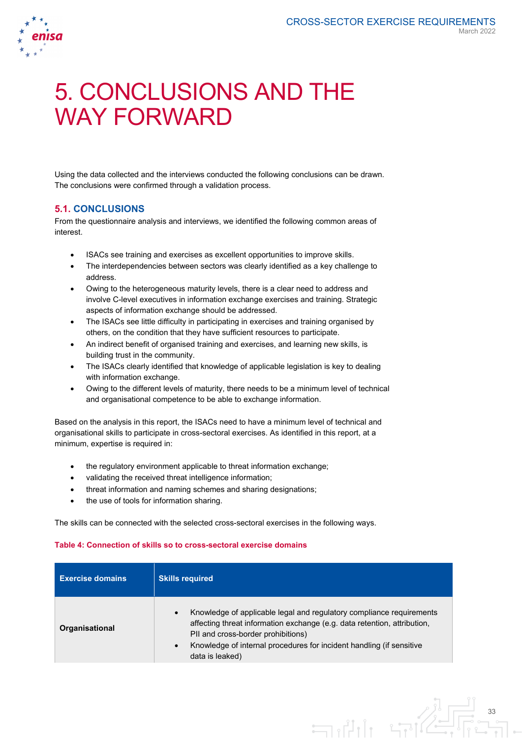# 5. CONCLUSIONS AND THE WAY FORWARD

Using the data collected and the interviews conducted the following conclusions can be drawn. The conclusions were confirmed through a validation process.

## 5.1. CONCLUSIONS

From the questionnaire analysis and interviews, we identified the following common areas of interest.

- ISACs see training and exercises as excellent opportunities to improve skills.
- The interdependencies between sectors was clearly identified as a key challenge to address.
- Owing to the heterogeneous maturity levels, there is a clear need to address and involve C-level executives in information exchange exercises and training. Strategic aspects of information exchange should be addressed.
- The ISACs see little difficulty in participating in exercises and training organised by others, on the condition that they have sufficient resources to participate.
- An indirect benefit of organised training and exercises, and learning new skills, is building trust in the community.
- The ISACs clearly identified that knowledge of applicable legislation is key to dealing with information exchange.
- Owing to the different levels of maturity, there needs to be a minimum level of technical and organisational competence to be able to exchange information.

Based on the analysis in this report, the ISACs need to have a minimum level of technical and organisational skills to participate in cross-sectoral exercises. As identified in this report, at a minimum, expertise is required in:

- the regulatory environment applicable to threat information exchange;
- validating the received threat intelligence information;
- threat information and naming schemes and sharing designations;
- the use of tools for information sharing.

The skills can be connected with the selected cross-sectoral exercises in the following ways.

**Table 4: Connection of skills so to cross-sectoral exercise domains**

| Exercise domains | Skills required |
|---|---|
| **Organisational** | • Knowledge of applicable legal and regulatory compliance requirements affecting threat information exchange (e.g. data retention, attribution, PII and cross-border prohibitions)<br>• Knowledge of internal procedures for incident handling (if sensitive data is leaked) |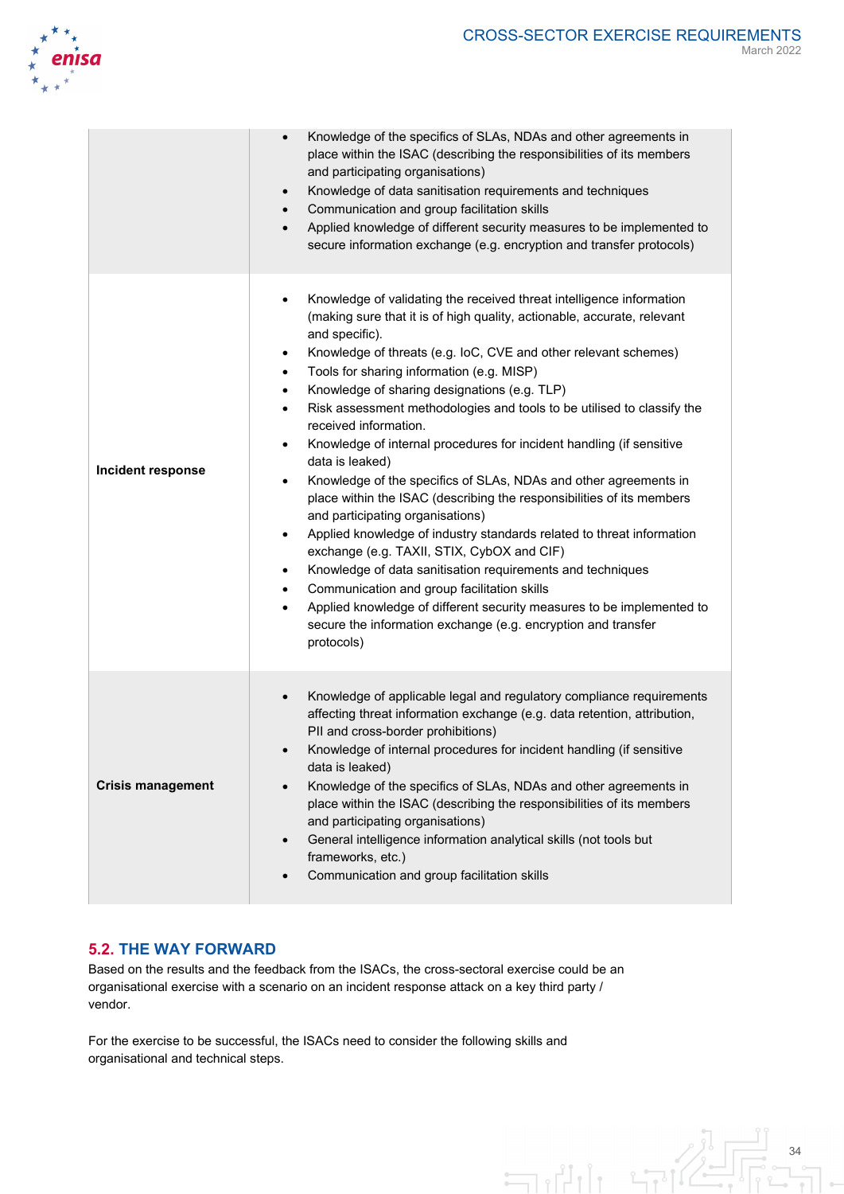| | |
|---|---|
| | • Knowledge of the specifics of SLAs, NDAs and other agreements in place within the ISAC (describing the responsibilities of its members and participating organisations)<br>• Knowledge of data sanitisation requirements and techniques<br>• Communication and group facilitation skills<br>• Applied knowledge of different security measures to be implemented to secure information exchange (e.g. encryption and transfer protocols) |
| **Incident response** | • Knowledge of validating the received threat intelligence information (making sure that it is of high quality, actionable, accurate, relevant and specific).<br>• Knowledge of threats (e.g. IoC, CVE and other relevant schemes)<br>• Tools for sharing information (e.g. MISP)<br>• Knowledge of sharing designations (e.g. TLP)<br>• Risk assessment methodologies and tools to be utilised to classify the received information.<br>• Knowledge of internal procedures for incident handling (if sensitive data is leaked)<br>• Knowledge of the specifics of SLAs, NDAs and other agreements in place within the ISAC (describing the responsibilities of its members and participating organisations)<br>• Applied knowledge of industry standards related to threat information exchange (e.g. TAXII, STIX, CybOX and CIF)<br>• Knowledge of data sanitisation requirements and techniques<br>• Communication and group facilitation skills<br>• Applied knowledge of different security measures to be implemented to secure the information exchange (e.g. encryption and transfer protocols) |
| **Crisis management** | • Knowledge of applicable legal and regulatory compliance requirements affecting threat information exchange (e.g. data retention, attribution, PII and cross-border prohibitions)<br>• Knowledge of internal procedures for incident handling (if sensitive data is leaked)<br>• Knowledge of the specifics of SLAs, NDAs and other agreements in place within the ISAC (describing the responsibilities of its members and participating organisations)<br>• General intelligence information analytical skills (not tools but frameworks, etc.)<br>• Communication and group facilitation skills |

## 5.2. THE WAY FORWARD

Based on the results and the feedback from the ISACs, the cross-sectoral exercise could be an organisational exercise with a scenario on an incident response attack on a key third party / vendor.

For the exercise to be successful, the ISACs need to consider the following skills and organisational and technical steps.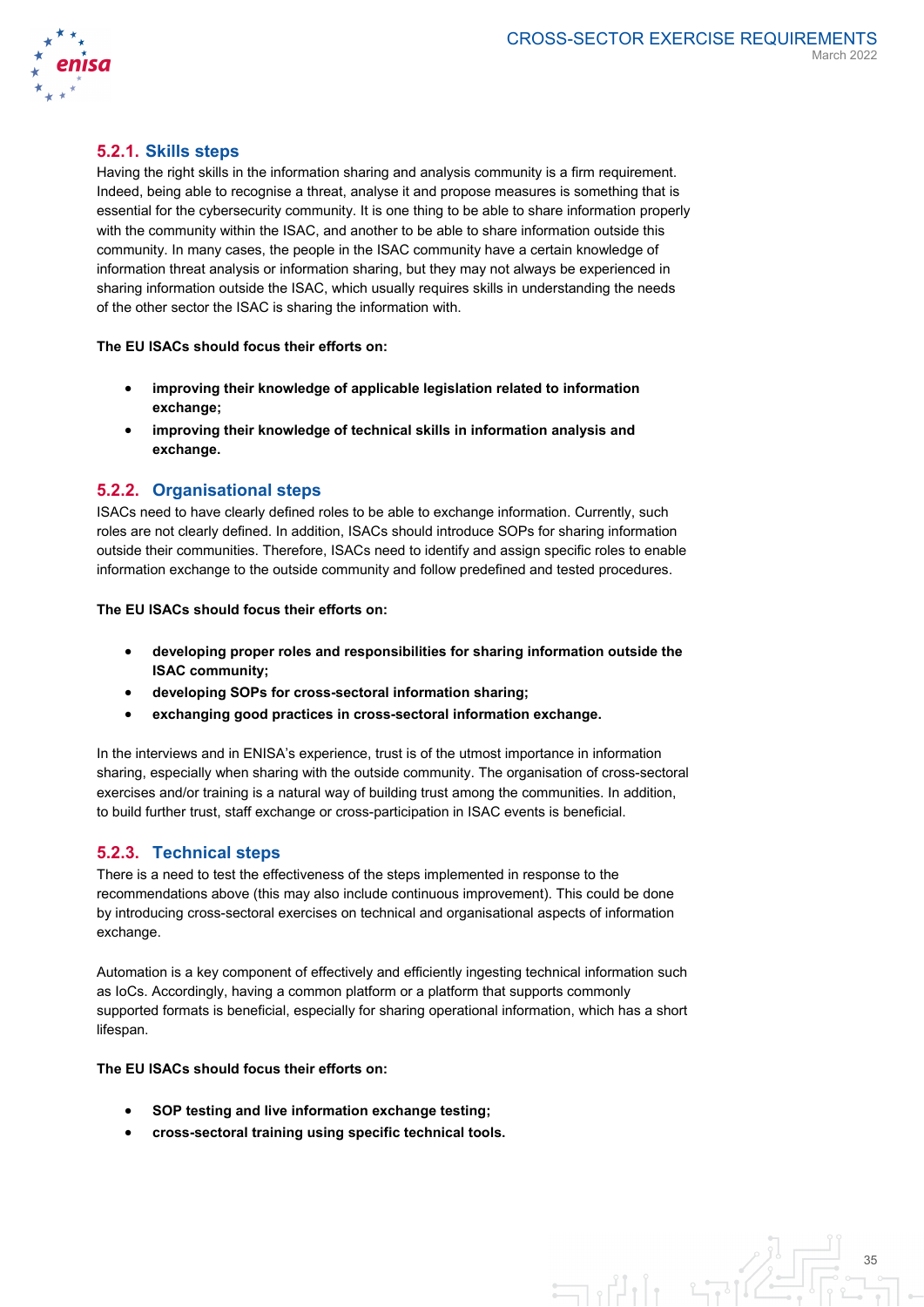### 5.2.1. Skills steps

Having the right skills in the information sharing and analysis community is a firm requirement. Indeed, being able to recognise a threat, analyse it and propose measures is something that is essential for the cybersecurity community. It is one thing to be able to share information properly with the community within the ISAC, and another to be able to share information outside this community. In many cases, the people in the ISAC community have a certain knowledge of information threat analysis or information sharing, but they may not always be experienced in sharing information outside the ISAC, which usually requires skills in understanding the needs of the other sector the ISAC is sharing the information with.

**The EU ISACs should focus their efforts on:**

- **improving their knowledge of applicable legislation related to information exchange;**
- **improving their knowledge of technical skills in information analysis and exchange.**

### 5.2.2. Organisational steps

ISACs need to have clearly defined roles to be able to exchange information. Currently, such roles are not clearly defined. In addition, ISACs should introduce SOPs for sharing information outside their communities. Therefore, ISACs need to identify and assign specific roles to enable information exchange to the outside community and follow predefined and tested procedures.

**The EU ISACs should focus their efforts on:**

- **developing proper roles and responsibilities for sharing information outside the ISAC community;**
- **developing SOPs for cross-sectoral information sharing;**
- **exchanging good practices in cross-sectoral information exchange.**

In the interviews and in ENISA's experience, trust is of the utmost importance in information sharing, especially when sharing with the outside community. The organisation of cross-sectoral exercises and/or training is a natural way of building trust among the communities. In addition, to build further trust, staff exchange or cross-participation in ISAC events is beneficial.

### 5.2.3. Technical steps

There is a need to test the effectiveness of the steps implemented in response to the recommendations above (this may also include continuous improvement). This could be done by introducing cross-sectoral exercises on technical and organisational aspects of information exchange.

Automation is a key component of effectively and efficiently ingesting technical information such as IoCs. Accordingly, having a common platform or a platform that supports commonly supported formats is beneficial, especially for sharing operational information, which has a short lifespan.

**The EU ISACs should focus their efforts on:**

- **SOP testing and live information exchange testing;**
- **cross-sectoral training using specific technical tools.**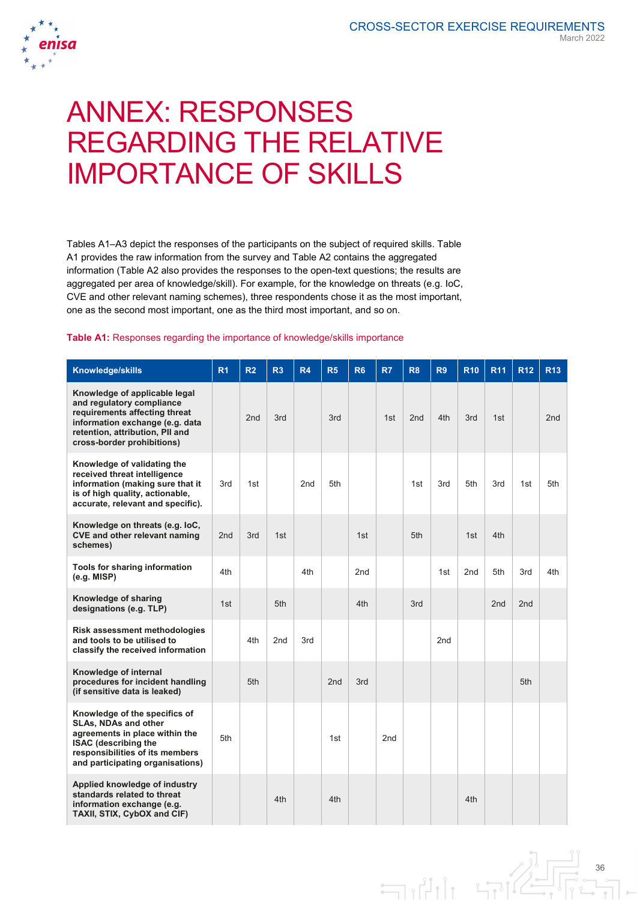# ANNEX: RESPONSES REGARDING THE RELATIVE IMPORTANCE OF SKILLS

Tables A1–A3 depict the responses of the participants on the subject of required skills. Table A1 provides the raw information from the survey and Table A2 contains the aggregated information (Table A2 also provides the responses to the open-text questions; the results are aggregated per area of knowledge/skill). For example, for the knowledge on threats (e.g. IoC, CVE and other relevant naming schemes), three respondents chose it as the most important, one as the second most important, one as the third most important, and so on.

**Table A1:** Responses regarding the importance of knowledge/skills importance

| Knowledge/skills | R1 | R2 | R3 | R4 | R5 | R6 | R7 | R8 | R9 | R10 | R11 | R12 | R13 |
|---|---|---|---|---|---|---|---|---|---|---|---|---|---|
| **Knowledge of applicable legal and regulatory compliance requirements affecting threat information exchange (e.g. data retention, attribution, PII and cross-border prohibitions)** | | 2nd | 3rd | | 3rd | | 1st | 2nd | 4th | 3rd | 1st | | 2nd |
| **Knowledge of validating the received threat intelligence information (making sure that it is of high quality, actionable, accurate, relevant and specific).** | 3rd | 1st | | 2nd | 5th | | | 1st | 3rd | 5th | 3rd | 1st | 5th |
| **Knowledge on threats (e.g. IoC, CVE and other relevant naming schemes)** | 2nd | 3rd | 1st | | | 1st | | 5th | | 1st | 4th | | |
| **Tools for sharing information (e.g. MISP)** | 4th | | | 4th | | 2nd | | | 1st | 2nd | 5th | 3rd | 4th |
| **Knowledge of sharing designations (e.g. TLP)** | 1st | | 5th | | | 4th | | 3rd | | | 2nd | 2nd | |
| **Risk assessment methodologies and tools to be utilised to classify the received information** | | 4th | 2nd | 3rd | | | | | 2nd | | | | |
| **Knowledge of internal procedures for incident handling (if sensitive data is leaked)** | | 5th | | | 2nd | 3rd | | | | | | 5th | |
| **Knowledge of the specifics of SLAs, NDAs and other agreements in place within the ISAC (describing the responsibilities of its members and participating organisations)** | 5th | | | | 1st | | 2nd | | | | | | |
| **Applied knowledge of industry standards related to threat information exchange (e.g. TAXII, STIX, CybOX and CIF)** | | | 4th | | 4th | | | | | 4th | | | |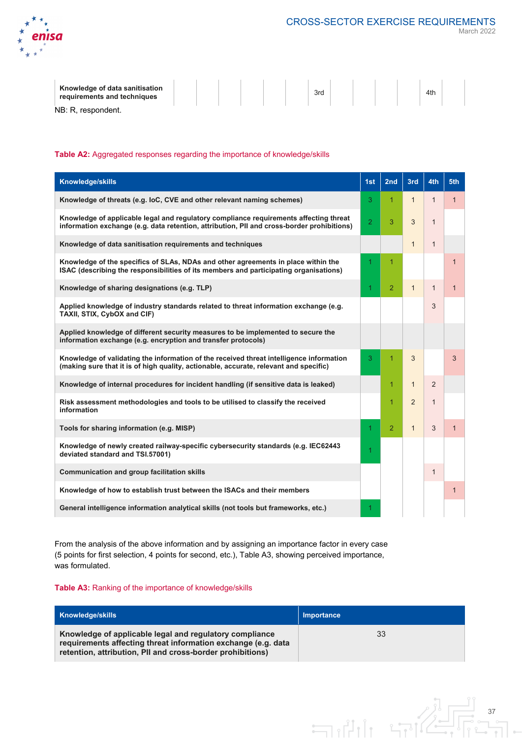| Knowledge of data sanitisation requirements and techniques | | | | | | | 3rd | | | | | 4th | |
|---|---|---|---|---|---|---|---|---|---|---|---|---|---|

NB: R, respondent.

**Table A2:** Aggregated responses regarding the importance of knowledge/skills

| Knowledge/skills | 1st | 2nd | 3rd | 4th | 5th |
|---|---|---|---|---|---|
| Knowledge of threats (e.g. IoC, CVE and other relevant naming schemes) | 3 | 1 | 1 | 1 | 1 |
| Knowledge of applicable legal and regulatory compliance requirements affecting threat information exchange (e.g. data retention, attribution, PII and cross-border prohibitions) | 2 | 3 | 3 | 1 | |
| Knowledge of data sanitisation requirements and techniques | | | 1 | 1 | |
| Knowledge of the specifics of SLAs, NDAs and other agreements in place within the ISAC (describing the responsibilities of its members and participating organisations) | 1 | 1 | | | 1 |
| Knowledge of sharing designations (e.g. TLP) | 1 | 2 | 1 | 1 | 1 |
| Applied knowledge of industry standards related to threat information exchange (e.g. TAXII, STIX, CybOX and CIF) | | | | 3 | |
| Applied knowledge of different security measures to be implemented to secure the information exchange (e.g. encryption and transfer protocols) | | | | | |
| Knowledge of validating the information of the received threat intelligence information (making sure that it is of high quality, actionable, accurate, relevant and specific) | 3 | 1 | 3 | | 3 |
| Knowledge of internal procedures for incident handling (if sensitive data is leaked) | | 1 | 1 | 2 | |
| Risk assessment methodologies and tools to be utilised to classify the received information | | 1 | 2 | 1 | |
| Tools for sharing information (e.g. MISP) | 1 | 2 | 1 | 3 | 1 |
| Knowledge of newly created railway-specific cybersecurity standards (e.g. IEC62443 deviated standard and TSI.57001) | 1 | | | | |
| Communication and group facilitation skills | | | | 1 | |
| Knowledge of how to establish trust between the ISACs and their members | | | | | 1 |
| General intelligence information analytical skills (not tools but frameworks, etc.) | 1 | | | | |

From the analysis of the above information and by assigning an importance factor in every case (5 points for first selection, 4 points for second, etc.), Table A3, showing perceived importance, was formulated.

**Table A3:** Ranking of the importance of knowledge/skills

| Knowledge/skills | Importance |
|---|---|
| Knowledge of applicable legal and regulatory compliance requirements affecting threat information exchange (e.g. data retention, attribution, PII and cross-border prohibitions) | 33 |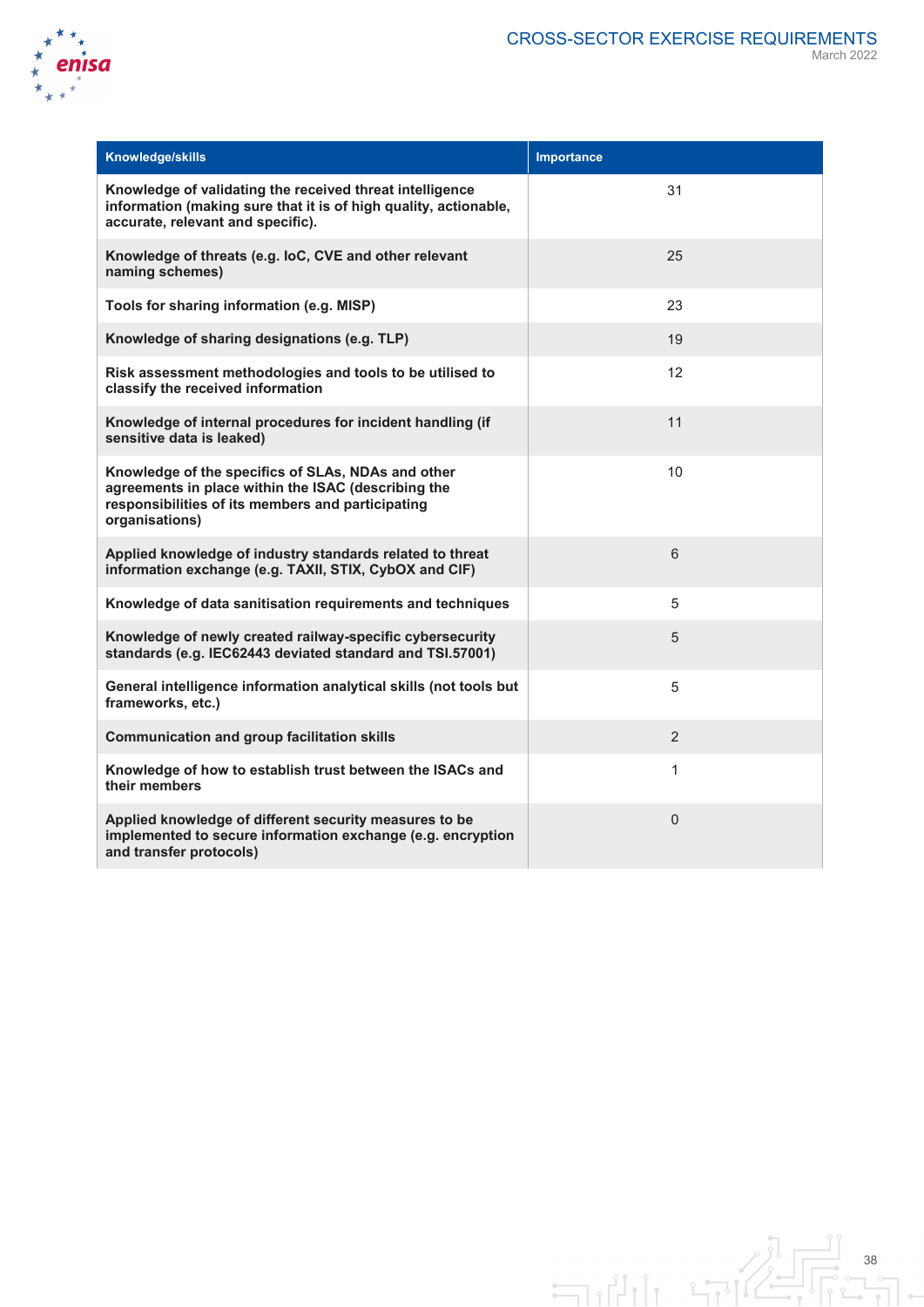| Knowledge/skills | Importance |
|---|---|
| **Knowledge of validating the received threat intelligence information (making sure that it is of high quality, actionable, accurate, relevant and specific).** | 31 |
| **Knowledge of threats (e.g. IoC, CVE and other relevant naming schemes)** | 25 |
| **Tools for sharing information (e.g. MISP)** | 23 |
| **Knowledge of sharing designations (e.g. TLP)** | 19 |
| **Risk assessment methodologies and tools to be utilised to classify the received information** | 12 |
| **Knowledge of internal procedures for incident handling (if sensitive data is leaked)** | 11 |
| **Knowledge of the specifics of SLAs, NDAs and other agreements in place within the ISAC (describing the responsibilities of its members and participating organisations)** | 10 |
| **Applied knowledge of industry standards related to threat information exchange (e.g. TAXII, STIX, CybOX and CIF)** | 6 |
| **Knowledge of data sanitisation requirements and techniques** | 5 |
| **Knowledge of newly created railway-specific cybersecurity standards (e.g. IEC62443 deviated standard and TSI.57001)** | 5 |
| **General intelligence information analytical skills (not tools but frameworks, etc.)** | 5 |
| **Communication and group facilitation skills** | 2 |
| **Knowledge of how to establish trust between the ISACs and their members** | 1 |
| **Applied knowledge of different security measures to be implemented to secure information exchange (e.g. encryption and transfer protocols)** | 0 |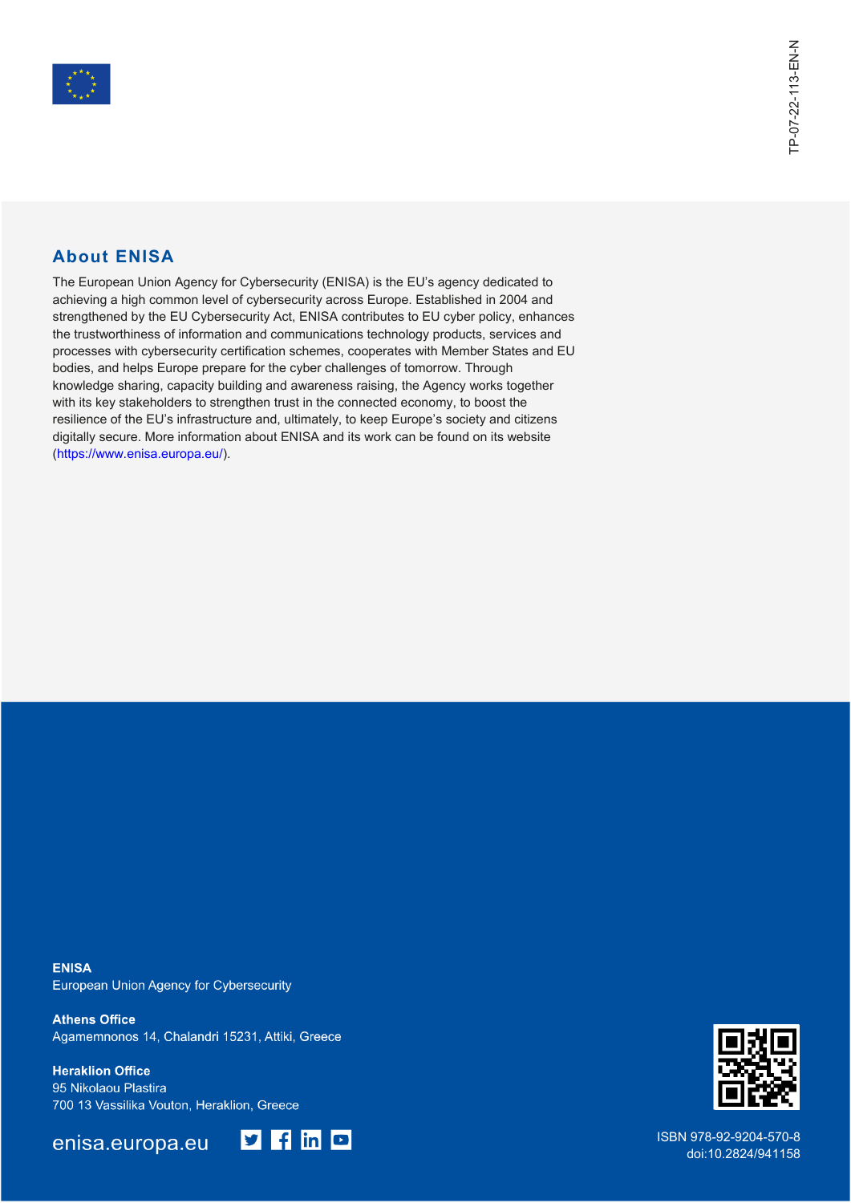TP-07-22-113-EN-N

## About ENISA

The European Union Agency for Cybersecurity (ENISA) is the EU's agency dedicated to achieving a high common level of cybersecurity across Europe. Established in 2004 and strengthened by the EU Cybersecurity Act, ENISA contributes to EU cyber policy, enhances the trustworthiness of information and communications technology products, services and processes with cybersecurity certification schemes, cooperates with Member States and EU bodies, and helps Europe prepare for the cyber challenges of tomorrow. Through knowledge sharing, capacity building and awareness raising, the Agency works together with its key stakeholders to strengthen trust in the connected economy, to boost the resilience of the EU's infrastructure and, ultimately, to keep Europe's society and citizens digitally secure. More information about ENISA and its work can be found on its website (https://www.enisa.europa.eu/).

**ENISA**
European Union Agency for Cybersecurity

**Athens Office**
Agamemnonos 14, Chalandri 15231, Attiki, Greece

**Heraklion Office**
95 Nikolaou Plastira
700 13 Vassilika Vouton, Heraklion, Greece

enisa.europa.eu

ISBN 978-92-9204-570-8
doi:10.2824/941158